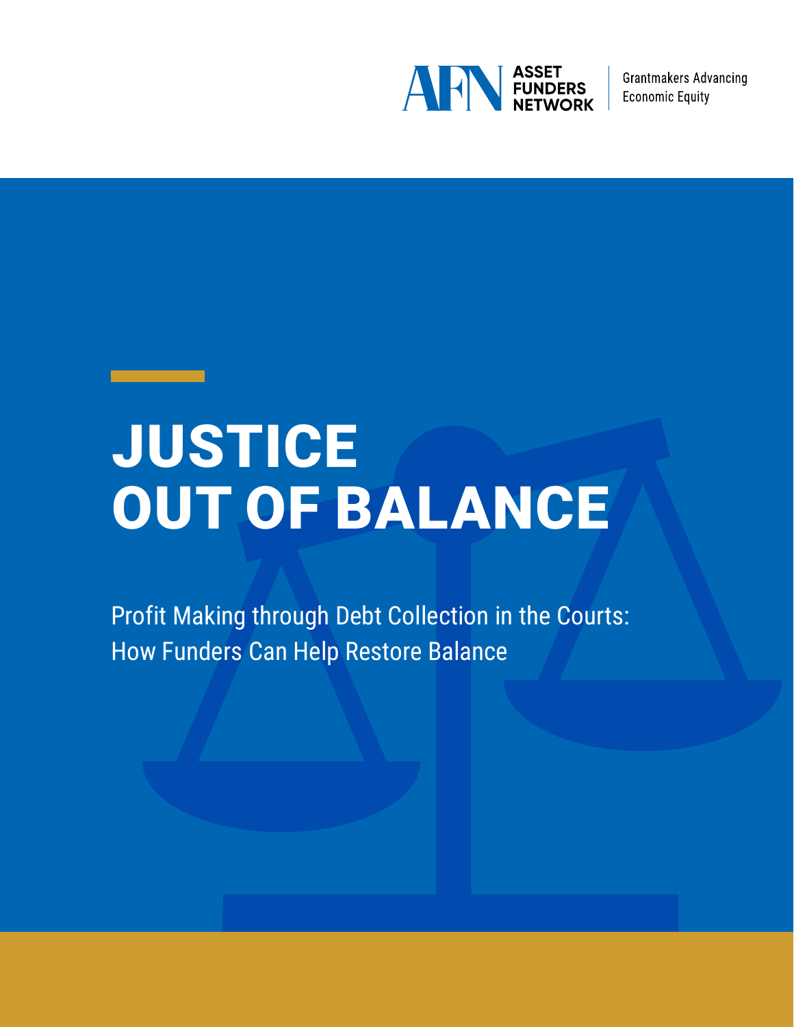ASSET FUNDERS NETWORK

Grantmakers Advancing Economic Equity

# JUSTICE OUT OF BALANCE

Profit Making through Debt Collection in the Courts:
How Funders Can Help Restore Balance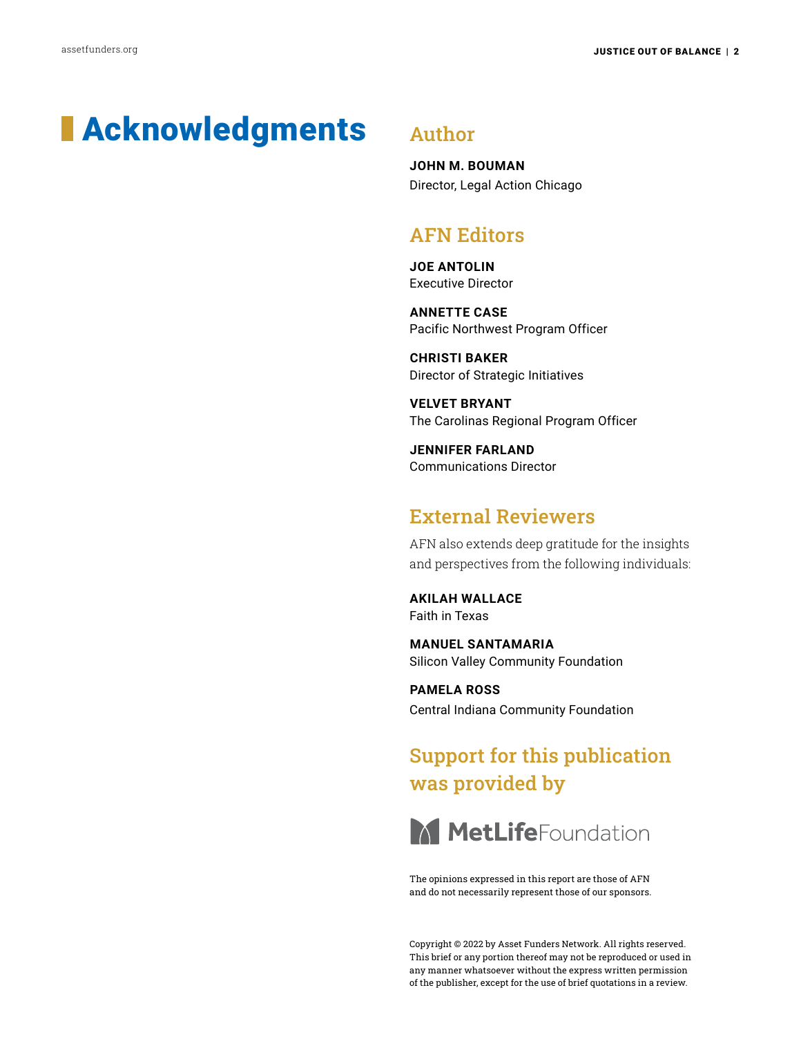# Acknowledgments

## Author

**JOHN M. BOUMAN**
Director, Legal Action Chicago

## AFN Editors

**JOE ANTOLIN**
Executive Director

**ANNETTE CASE**
Pacific Northwest Program Officer

**CHRISTI BAKER**
Director of Strategic Initiatives

**VELVET BRYANT**
The Carolinas Regional Program Officer

**JENNIFER FARLAND**
Communications Director

## External Reviewers

AFN also extends deep gratitude for the insights and perspectives from the following individuals:

**AKILAH WALLACE**
Faith in Texas

**MANUEL SANTAMARIA**
Silicon Valley Community Foundation

**PAMELA ROSS**
Central Indiana Community Foundation

## Support for this publication was provided by

MetLife Foundation

The opinions expressed in this report are those of AFN and do not necessarily represent those of our sponsors.

Copyright © 2022 by Asset Funders Network. All rights reserved. This brief or any portion thereof may not be reproduced or used in any manner whatsoever without the express written permission of the publisher, except for the use of brief quotations in a review.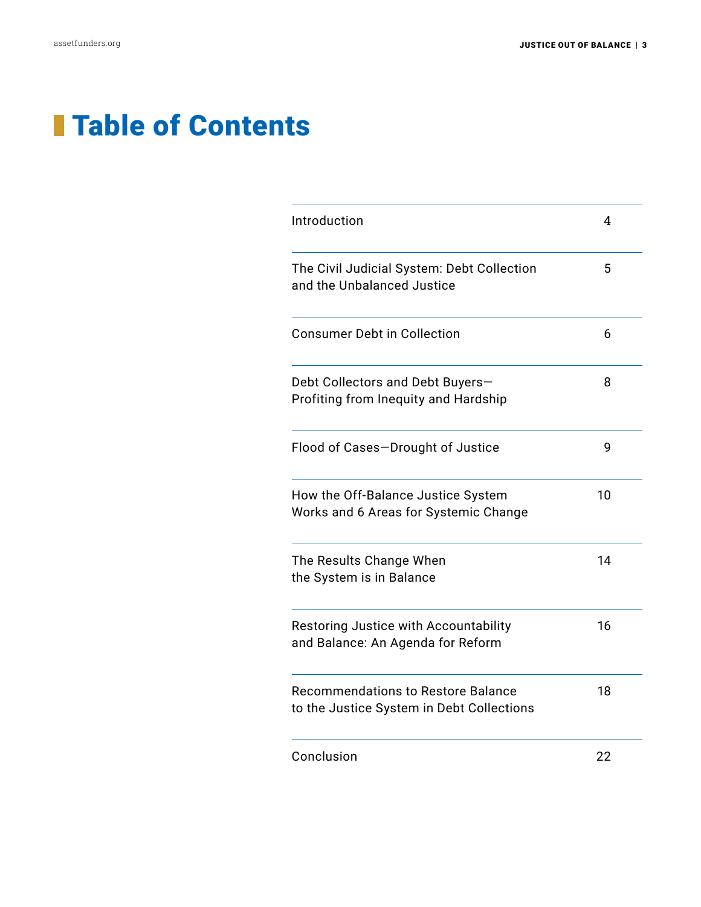# Table of Contents

| | |
|---|---|
| Introduction | 4 |
| The Civil Judicial System: Debt Collection and the Unbalanced Justice | 5 |
| Consumer Debt in Collection | 6 |
| Debt Collectors and Debt Buyers—Profiting from Inequity and Hardship | 8 |
| Flood of Cases—Drought of Justice | 9 |
| How the Off-Balance Justice System Works and 6 Areas for Systemic Change | 10 |
| The Results Change When the System is in Balance | 14 |
| Restoring Justice with Accountability and Balance: An Agenda for Reform | 16 |
| Recommendations to Restore Balance to the Justice System in Debt Collections | 18 |
| Conclusion | 22 |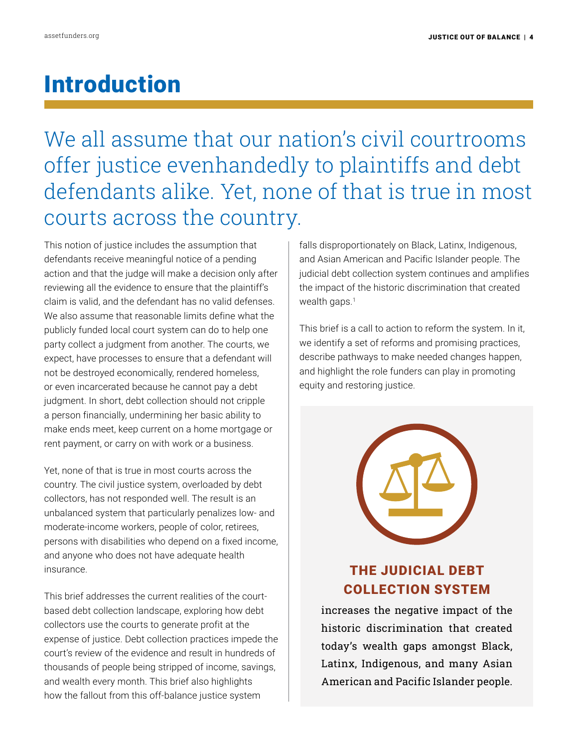# Introduction

We all assume that our nation's civil courtrooms offer justice evenhandedly to plaintiffs and debt defendants alike. Yet, none of that is true in most courts across the country.

This notion of justice includes the assumption that defendants receive meaningful notice of a pending action and that the judge will make a decision only after reviewing all the evidence to ensure that the plaintiff's claim is valid, and the defendant has no valid defenses. We also assume that reasonable limits define what the publicly funded local court system can do to help one party collect a judgment from another. The courts, we expect, have processes to ensure that a defendant will not be destroyed economically, rendered homeless, or even incarcerated because he cannot pay a debt judgment. In short, debt collection should not cripple a person financially, undermining her basic ability to make ends meet, keep current on a home mortgage or rent payment, or carry on with work or a business.

Yet, none of that is true in most courts across the country. The civil justice system, overloaded by debt collectors, has not responded well. The result is an unbalanced system that particularly penalizes low- and moderate-income workers, people of color, retirees, persons with disabilities who depend on a fixed income, and anyone who does not have adequate health insurance.

This brief addresses the current realities of the court-based debt collection landscape, exploring how debt collectors use the courts to generate profit at the expense of justice. Debt collection practices impede the court's review of the evidence and result in hundreds of thousands of people being stripped of income, savings, and wealth every month. This brief also highlights how the fallout from this off-balance justice system falls disproportionately on Black, Latinx, Indigenous, and Asian American and Pacific Islander people. The judicial debt collection system continues and amplifies the impact of the historic discrimination that created wealth gaps.[1]

This brief is a call to action to reform the system. In it, we identify a set of reforms and promising practices, describe pathways to make needed changes happen, and highlight the role funders can play in promoting equity and restoring justice.

**THE JUDICIAL DEBT COLLECTION SYSTEM**

increases the negative impact of the historic discrimination that created today's wealth gaps amongst Black, Latinx, Indigenous, and many Asian American and Pacific Islander people.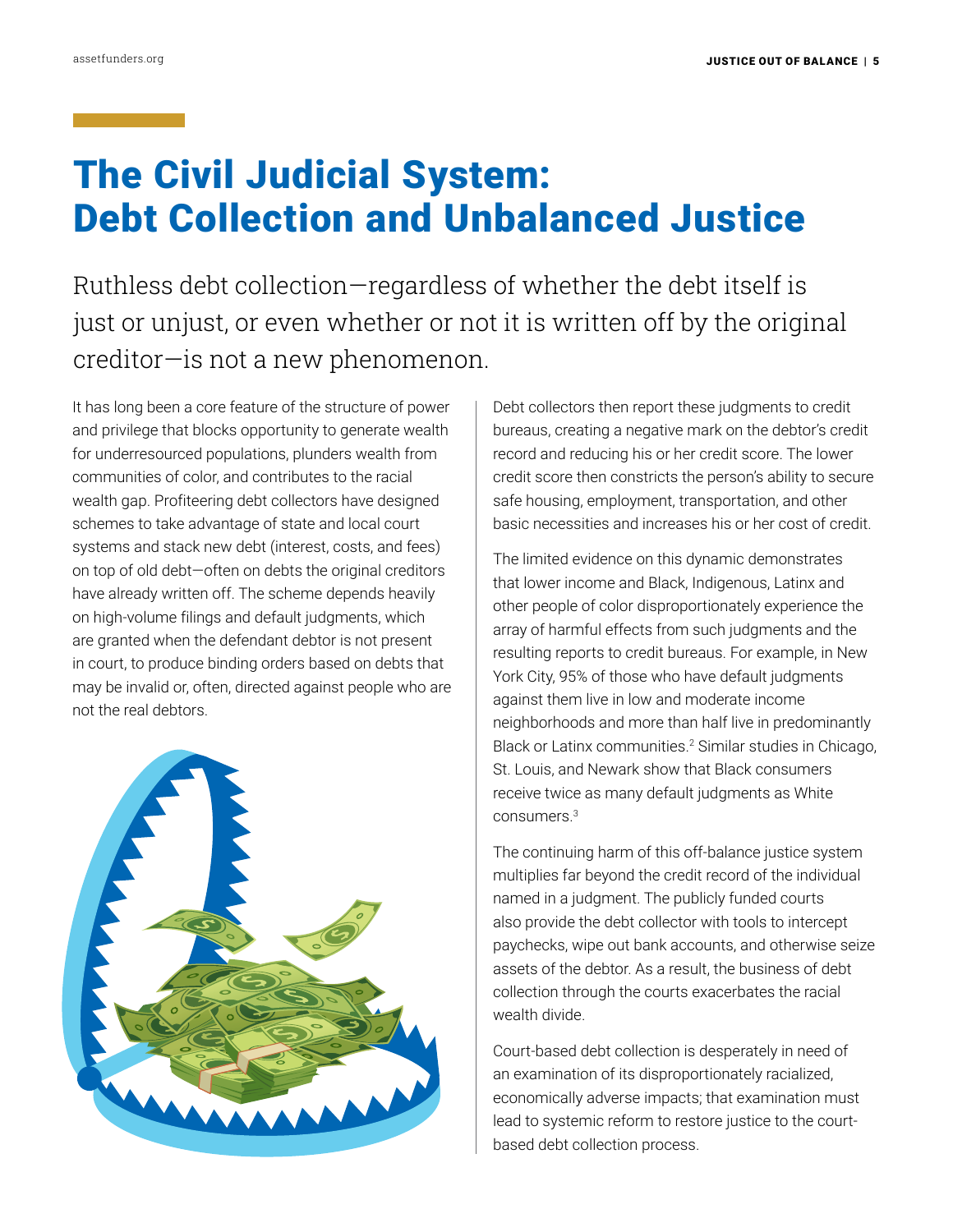# The Civil Judicial System: Debt Collection and Unbalanced Justice

Ruthless debt collection—regardless of whether the debt itself is just or unjust, or even whether or not it is written off by the original creditor—is not a new phenomenon.

It has long been a core feature of the structure of power and privilege that blocks opportunity to generate wealth for underresourced populations, plunders wealth from communities of color, and contributes to the racial wealth gap. Profiteering debt collectors have designed schemes to take advantage of state and local court systems and stack new debt (interest, costs, and fees) on top of old debt—often on debts the original creditors have already written off. The scheme depends heavily on high-volume filings and default judgments, which are granted when the defendant debtor is not present in court, to produce binding orders based on debts that may be invalid or, often, directed against people who are not the real debtors.

Debt collectors then report these judgments to credit bureaus, creating a negative mark on the debtor's credit record and reducing his or her credit score. The lower credit score then constricts the person's ability to secure safe housing, employment, transportation, and other basic necessities and increases his or her cost of credit.

The limited evidence on this dynamic demonstrates that lower income and Black, Indigenous, Latinx and other people of color disproportionately experience the array of harmful effects from such judgments and the resulting reports to credit bureaus. For example, in New York City, 95% of those who have default judgments against them live in low and moderate income neighborhoods and more than half live in predominantly Black or Latinx communities.[2] Similar studies in Chicago, St. Louis, and Newark show that Black consumers receive twice as many default judgments as White consumers.[3]

The continuing harm of this off-balance justice system multiplies far beyond the credit record of the individual named in a judgment. The publicly funded courts also provide the debt collector with tools to intercept paychecks, wipe out bank accounts, and otherwise seize assets of the debtor. As a result, the business of debt collection through the courts exacerbates the racial wealth divide.

Court-based debt collection is desperately in need of an examination of its disproportionately racialized, economically adverse impacts; that examination must lead to systemic reform to restore justice to the court-based debt collection process.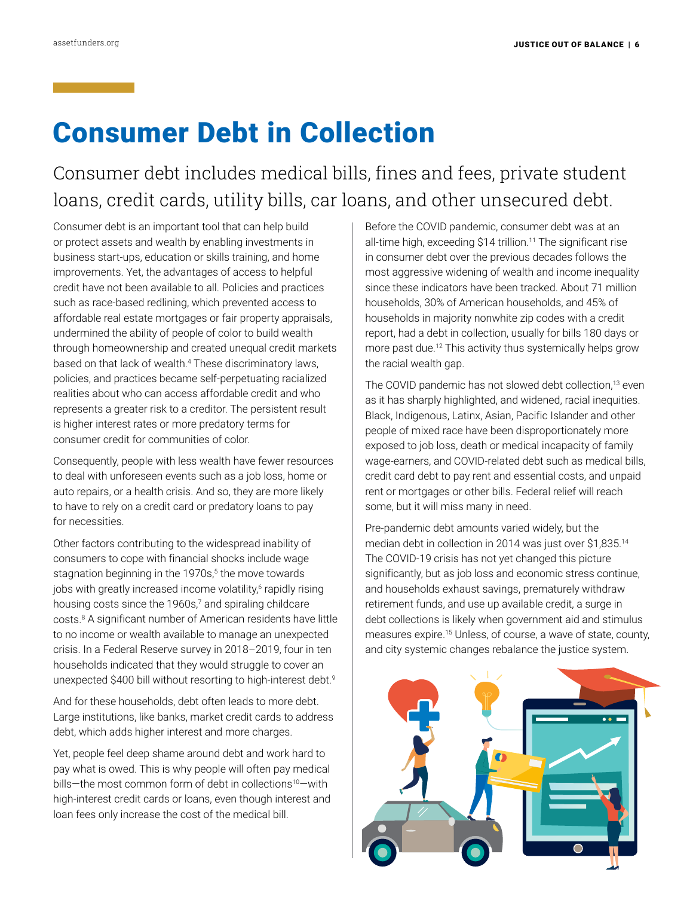# Consumer Debt in Collection

## Consumer debt includes medical bills, fines and fees, private student loans, credit cards, utility bills, car loans, and other unsecured debt.

Consumer debt is an important tool that can help build or protect assets and wealth by enabling investments in business start-ups, education or skills training, and home improvements. Yet, the advantages of access to helpful credit have not been available to all. Policies and practices such as race-based redlining, which prevented access to affordable real estate mortgages or fair property appraisals, undermined the ability of people of color to build wealth through homeownership and created unequal credit markets based on that lack of wealth.[4] These discriminatory laws, policies, and practices became self-perpetuating racialized realities about who can access affordable credit and who represents a greater risk to a creditor. The persistent result is higher interest rates or more predatory terms for consumer credit for communities of color.

Consequently, people with less wealth have fewer resources to deal with unforeseen events such as a job loss, home or auto repairs, or a health crisis. And so, they are more likely to have to rely on a credit card or predatory loans to pay for necessities.

Other factors contributing to the widespread inability of consumers to cope with financial shocks include wage stagnation beginning in the 1970s,[5] the move towards jobs with greatly increased income volatility,[6] rapidly rising housing costs since the 1960s,[7] and spiraling childcare costs.[8] A significant number of American residents have little to no income or wealth available to manage an unexpected crisis. In a Federal Reserve survey in 2018–2019, four in ten households indicated that they would struggle to cover an unexpected $400 bill without resorting to high-interest debt.[9]

And for these households, debt often leads to more debt. Large institutions, like banks, market credit cards to address debt, which adds higher interest and more charges.

Yet, people feel deep shame around debt and work hard to pay what is owed. This is why people will often pay medical bills—the most common form of debt in collections[10]—with high-interest credit cards or loans, even though interest and loan fees only increase the cost of the medical bill.

Before the COVID pandemic, consumer debt was at an all-time high, exceeding $14 trillion.[11] The significant rise in consumer debt over the previous decades follows the most aggressive widening of wealth and income inequality since these indicators have been tracked. About 71 million households, 30% of American households, and 45% of households in majority nonwhite zip codes with a credit report, had a debt in collection, usually for bills 180 days or more past due.[12] This activity thus systemically helps grow the racial wealth gap.

The COVID pandemic has not slowed debt collection,[13] even as it has sharply highlighted, and widened, racial inequities. Black, Indigenous, Latinx, Asian, Pacific Islander and other people of mixed race have been disproportionately more exposed to job loss, death or medical incapacity of family wage-earners, and COVID-related debt such as medical bills, credit card debt to pay rent and essential costs, and unpaid rent or mortgages or other bills. Federal relief will reach some, but it will miss many in need.

Pre-pandemic debt amounts varied widely, but the median debt in collection in 2014 was just over $1,835.[14] The COVID-19 crisis has not yet changed this picture significantly, but as job loss and economic stress continue, and households exhaust savings, prematurely withdraw retirement funds, and use up available credit, a surge in debt collections is likely when government aid and stimulus measures expire.[15] Unless, of course, a wave of state, county, and city systemic changes rebalance the justice system.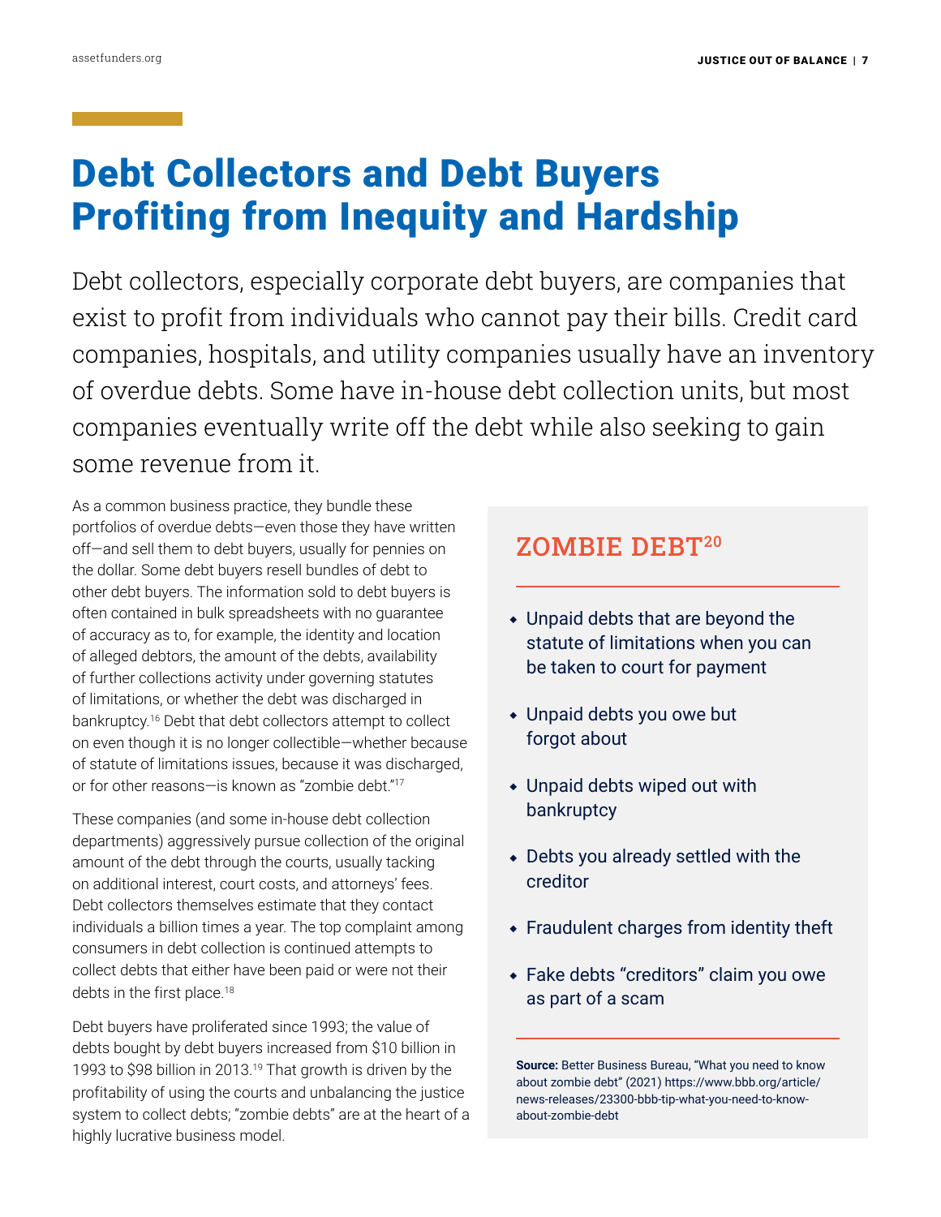# Debt Collectors and Debt Buyers Profiting from Inequity and Hardship

Debt collectors, especially corporate debt buyers, are companies that exist to profit from individuals who cannot pay their bills. Credit card companies, hospitals, and utility companies usually have an inventory of overdue debts. Some have in-house debt collection units, but most companies eventually write off the debt while also seeking to gain some revenue from it.

As a common business practice, they bundle these portfolios of overdue debts—even those they have written off—and sell them to debt buyers, usually for pennies on the dollar. Some debt buyers resell bundles of debt to other debt buyers. The information sold to debt buyers is often contained in bulk spreadsheets with no guarantee of accuracy as to, for example, the identity and location of alleged debtors, the amount of the debts, availability of further collections activity under governing statutes of limitations, or whether the debt was discharged in bankruptcy.[16] Debt that debt collectors attempt to collect on even though it is no longer collectible—whether because of statute of limitations issues, because it was discharged, or for other reasons—is known as "zombie debt."[17]

These companies (and some in-house debt collection departments) aggressively pursue collection of the original amount of the debt through the courts, usually tacking on additional interest, court costs, and attorneys' fees. Debt collectors themselves estimate that they contact individuals a billion times a year. The top complaint among consumers in debt collection is continued attempts to collect debts that either have been paid or were not their debts in the first place.[18]

Debt buyers have proliferated since 1993; the value of debts bought by debt buyers increased from $10 billion in 1993 to $98 billion in 2013.[19] That growth is driven by the profitability of using the courts and unbalancing the justice system to collect debts; "zombie debts" are at the heart of a highly lucrative business model.

## ZOMBIE DEBT[20]

- Unpaid debts that are beyond the statute of limitations when you can be taken to court for payment
- Unpaid debts you owe but forgot about
- Unpaid debts wiped out with bankruptcy
- Debts you already settled with the creditor
- Fraudulent charges from identity theft
- Fake debts "creditors" claim you owe as part of a scam

**Source:** Better Business Bureau, "What you need to know about zombie debt" (2021) https://www.bbb.org/article/news-releases/23300-bbb-tip-what-you-need-to-know-about-zombie-debt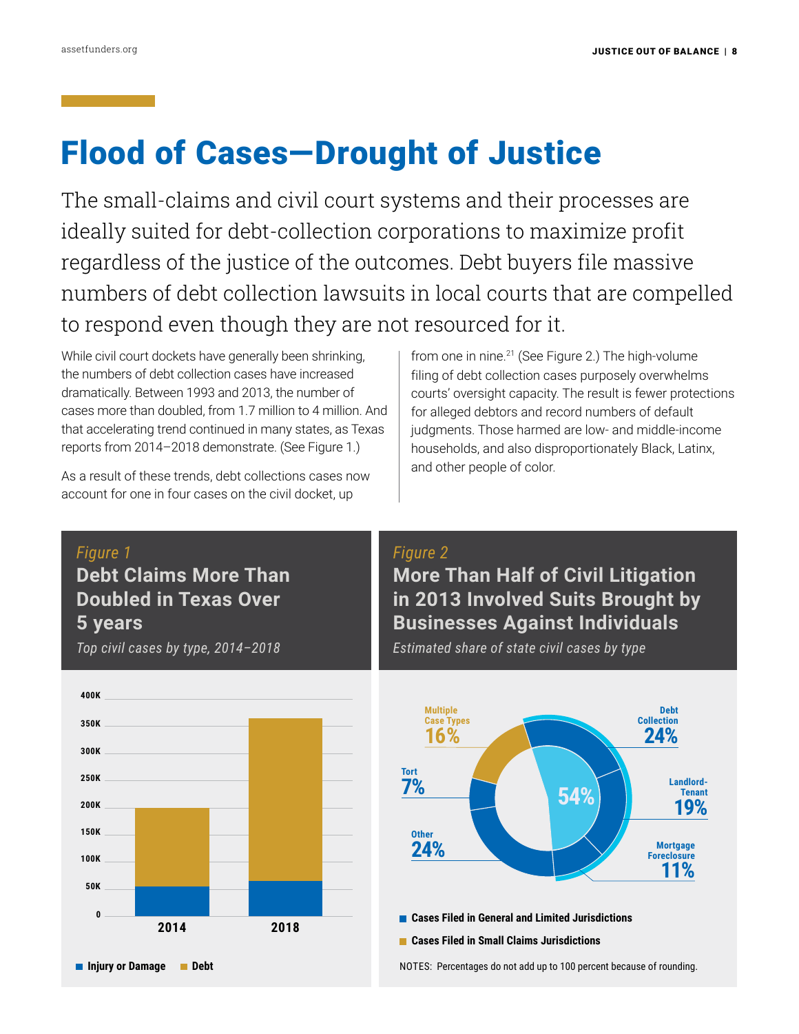## Flood of Cases—Drought of Justice

The small-claims and civil court systems and their processes are ideally suited for debt-collection corporations to maximize profit regardless of the justice of the outcomes. Debt buyers file massive numbers of debt collection lawsuits in local courts that are compelled to respond even though they are not resourced for it.

While civil court dockets have generally been shrinking, the numbers of debt collection cases have increased dramatically. Between 1993 and 2013, the number of cases more than doubled, from 1.7 million to 4 million. And that accelerating trend continued in many states, as Texas reports from 2014–2018 demonstrate. (See Figure 1.)

As a result of these trends, debt collections cases now account for one in four cases on the civil docket, up from one in nine.[21] (See Figure 2.) The high-volume filing of debt collection cases purposely overwhelms courts' oversight capacity. The result is fewer protections for alleged debtors and record numbers of default judgments. Those harmed are low- and middle-income households, and also disproportionately Black, Latinx, and other people of color.

*Figure 1*

**Debt Claims More Than Doubled in Texas Over 5 years**

*Top civil cases by type, 2014–2018*

Legend: Injury or Damage; Debt

*Figure 2*

**More Than Half of Civil Litigation in 2013 Involved Suits Brought by Businesses Against Individuals**

*Estimated share of state civil cases by type*

| Case Type | Share |
|---|---|
| Debt Collection | 24% |
| Landlord-Tenant | 19% |
| Mortgage Foreclosure | 11% |
| Other | 24% |
| Tort | 7% |
| Multiple Case Types | 16% |

Center: 54%

Legend: Cases Filed in General and Limited Jurisdictions; Cases Filed in Small Claims Jurisdictions

NOTES: Percentages do not add up to 100 percent because of rounding.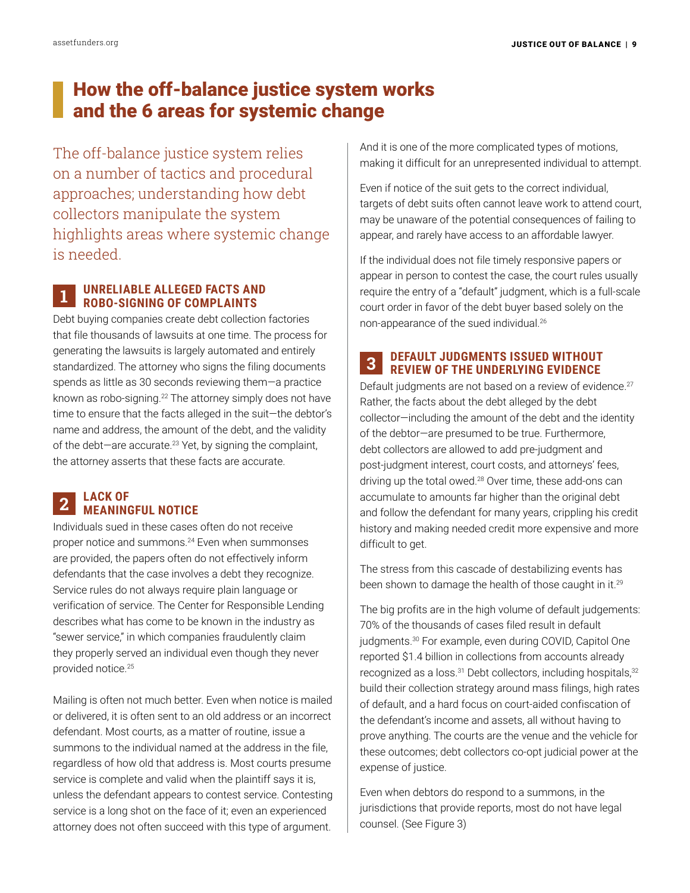# How the off-balance justice system works and the 6 areas for systemic change

The off-balance justice system relies on a number of tactics and procedural approaches; understanding how debt collectors manipulate the system highlights areas where systemic change is needed.

## 1 UNRELIABLE ALLEGED FACTS AND ROBO-SIGNING OF COMPLAINTS

Debt buying companies create debt collection factories that file thousands of lawsuits at one time. The process for generating the lawsuits is largely automated and entirely standardized. The attorney who signs the filing documents spends as little as 30 seconds reviewing them—a practice known as robo-signing.[22] The attorney simply does not have time to ensure that the facts alleged in the suit—the debtor's name and address, the amount of the debt, and the validity of the debt—are accurate.[23] Yet, by signing the complaint, the attorney asserts that these facts are accurate.

## 2 LACK OF MEANINGFUL NOTICE

Individuals sued in these cases often do not receive proper notice and summons.[24] Even when summonses are provided, the papers often do not effectively inform defendants that the case involves a debt they recognize. Service rules do not always require plain language or verification of service. The Center for Responsible Lending describes what has come to be known in the industry as "sewer service," in which companies fraudulently claim they properly served an individual even though they never provided notice.[25]

Mailing is often not much better. Even when notice is mailed or delivered, it is often sent to an old address or an incorrect defendant. Most courts, as a matter of routine, issue a summons to the individual named at the address in the file, regardless of how old that address is. Most courts presume service is complete and valid when the plaintiff says it is, unless the defendant appears to contest service. Contesting service is a long shot on the face of it; even an experienced attorney does not often succeed with this type of argument. And it is one of the more complicated types of motions, making it difficult for an unrepresented individual to attempt.

Even if notice of the suit gets to the correct individual, targets of debt suits often cannot leave work to attend court, may be unaware of the potential consequences of failing to appear, and rarely have access to an affordable lawyer.

If the individual does not file timely responsive papers or appear in person to contest the case, the court rules usually require the entry of a "default" judgment, which is a full-scale court order in favor of the debt buyer based solely on the non-appearance of the sued individual.[26]

## 3 DEFAULT JUDGMENTS ISSUED WITHOUT REVIEW OF THE UNDERLYING EVIDENCE

Default judgments are not based on a review of evidence.[27] Rather, the facts about the debt alleged by the debt collector—including the amount of the debt and the identity of the debtor—are presumed to be true. Furthermore, debt collectors are allowed to add pre-judgment and post-judgment interest, court costs, and attorneys' fees, driving up the total owed.[28] Over time, these add-ons can accumulate to amounts far higher than the original debt and follow the defendant for many years, crippling his credit history and making needed credit more expensive and more difficult to get.

The stress from this cascade of destabilizing events has been shown to damage the health of those caught in it.[29]

The big profits are in the high volume of default judgements: 70% of the thousands of cases filed result in default judgments.[30] For example, even during COVID, Capitol One reported $1.4 billion in collections from accounts already recognized as a loss.[31] Debt collectors, including hospitals,[32] build their collection strategy around mass filings, high rates of default, and a hard focus on court-aided confiscation of the defendant's income and assets, all without having to prove anything. The courts are the venue and the vehicle for these outcomes; debt collectors co-opt judicial power at the expense of justice.

Even when debtors do respond to a summons, in the jurisdictions that provide reports, most do not have legal counsel. (See Figure 3)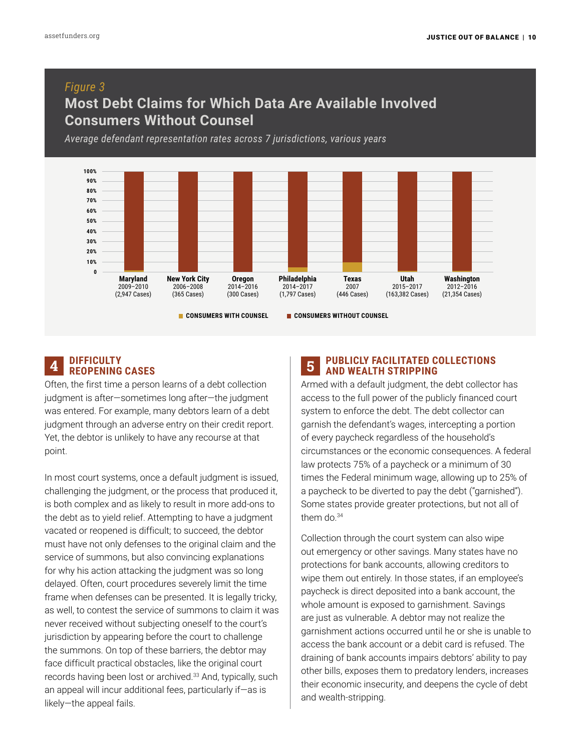*Figure 3*

## Most Debt Claims for Which Data Are Available Involved Consumers Without Counsel

*Average defendant representation rates across 7 jurisdictions, various years*

Maryland 2009–2010 (2,947 Cases)
New York City 2006–2008 (365 Cases)
Oregon 2014–2016 (300 Cases)
Philadelphia 2014–2017 (1,797 Cases)
Texas 2007 (446 Cases)
Utah 2015–2017 (163,382 Cases)
Washington 2012–2016 (21,354 Cases)

CONSUMERS WITH COUNSEL | CONSUMERS WITHOUT COUNSEL

## 4 DIFFICULTY REOPENING CASES

Often, the first time a person learns of a debt collection judgment is after—sometimes long after—the judgment was entered. For example, many debtors learn of a debt judgment through an adverse entry on their credit report. Yet, the debtor is unlikely to have any recourse at that point.

In most court systems, once a default judgment is issued, challenging the judgment, or the process that produced it, is both complex and as likely to result in more add-ons to the debt as to yield relief. Attempting to have a judgment vacated or reopened is difficult; to succeed, the debtor must have not only defenses to the original claim and the service of summons, but also convincing explanations for why his action attacking the judgment was so long delayed. Often, court procedures severely limit the time frame when defenses can be presented. It is legally tricky, as well, to contest the service of summons to claim it was never received without subjecting oneself to the court's jurisdiction by appearing before the court to challenge the summons. On top of these barriers, the debtor may face difficult practical obstacles, like the original court records having been lost or archived.[33] And, typically, such an appeal will incur additional fees, particularly if—as is likely—the appeal fails.

## 5 PUBLICLY FACILITATED COLLECTIONS AND WEALTH STRIPPING

Armed with a default judgment, the debt collector has access to the full power of the publicly financed court system to enforce the debt. The debt collector can garnish the defendant's wages, intercepting a portion of every paycheck regardless of the household's circumstances or the economic consequences. A federal law protects 75% of a paycheck or a minimum of 30 times the Federal minimum wage, allowing up to 25% of a paycheck to be diverted to pay the debt ("garnished"). Some states provide greater protections, but not all of them do.[34]

Collection through the court system can also wipe out emergency or other savings. Many states have no protections for bank accounts, allowing creditors to wipe them out entirely. In those states, if an employee's paycheck is direct deposited into a bank account, the whole amount is exposed to garnishment. Savings are just as vulnerable. A debtor may not realize the garnishment actions occurred until he or she is unable to access the bank account or a debit card is refused. The draining of bank accounts impairs debtors' ability to pay other bills, exposes them to predatory lenders, increases their economic insecurity, and deepens the cycle of debt and wealth-stripping.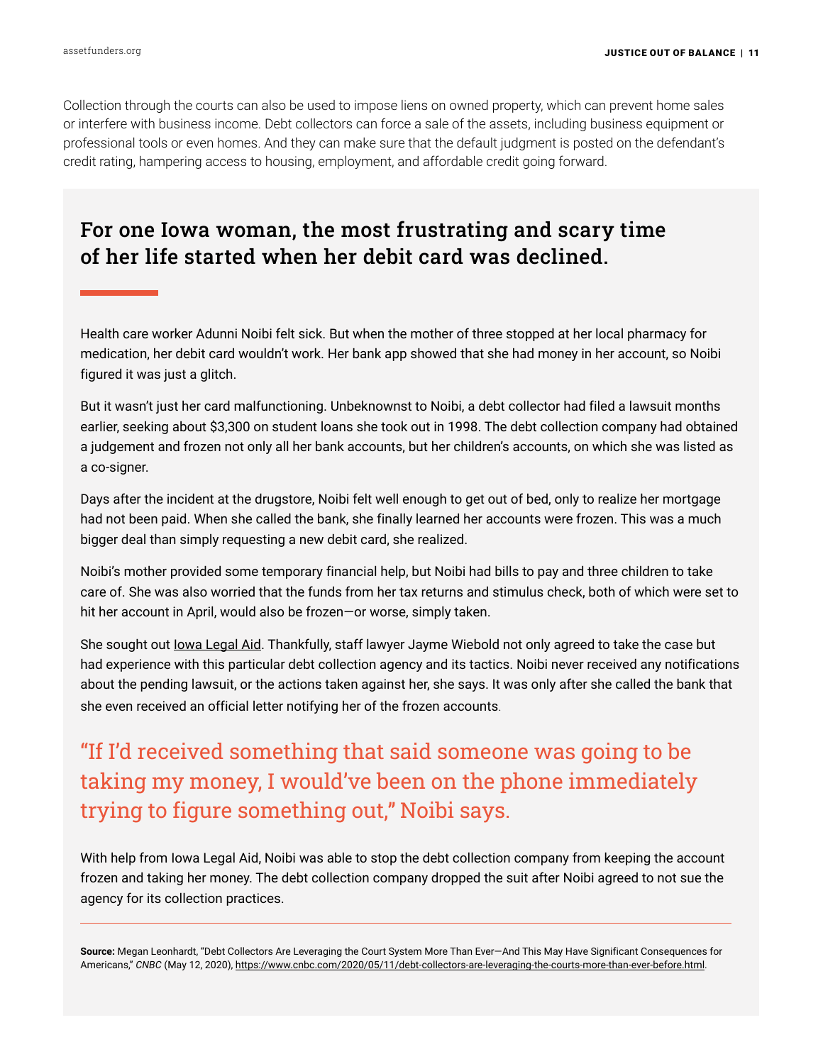Collection through the courts can also be used to impose liens on owned property, which can prevent home sales or interfere with business income. Debt collectors can force a sale of the assets, including business equipment or professional tools or even homes. And they can make sure that the default judgment is posted on the defendant's credit rating, hampering access to housing, employment, and affordable credit going forward.

## For one Iowa woman, the most frustrating and scary time of her life started when her debit card was declined.

Health care worker Adunni Noibi felt sick. But when the mother of three stopped at her local pharmacy for medication, her debit card wouldn't work. Her bank app showed that she had money in her account, so Noibi figured it was just a glitch.

But it wasn't just her card malfunctioning. Unbeknownst to Noibi, a debt collector had filed a lawsuit months earlier, seeking about $3,300 on student loans she took out in 1998. The debt collection company had obtained a judgement and frozen not only all her bank accounts, but her children's accounts, on which she was listed as a co-signer.

Days after the incident at the drugstore, Noibi felt well enough to get out of bed, only to realize her mortgage had not been paid. When she called the bank, she finally learned her accounts were frozen. This was a much bigger deal than simply requesting a new debit card, she realized.

Noibi's mother provided some temporary financial help, but Noibi had bills to pay and three children to take care of. She was also worried that the funds from her tax returns and stimulus check, both of which were set to hit her account in April, would also be frozen—or worse, simply taken.

She sought out Iowa Legal Aid. Thankfully, staff lawyer Jayme Wiebold not only agreed to take the case but had experience with this particular debt collection agency and its tactics. Noibi never received any notifications about the pending lawsuit, or the actions taken against her, she says. It was only after she called the bank that she even received an official letter notifying her of the frozen accounts.

> "If I'd received something that said someone was going to be taking my money, I would've been on the phone immediately trying to figure something out," Noibi says.

With help from Iowa Legal Aid, Noibi was able to stop the debt collection company from keeping the account frozen and taking her money. The debt collection company dropped the suit after Noibi agreed to not sue the agency for its collection practices.

**Source:** Megan Leonhardt, "Debt Collectors Are Leveraging the Court System More Than Ever—And This May Have Significant Consequences for Americans," *CNBC* (May 12, 2020), https://www.cnbc.com/2020/05/11/debt-collectors-are-leveraging-the-courts-more-than-ever-before.html.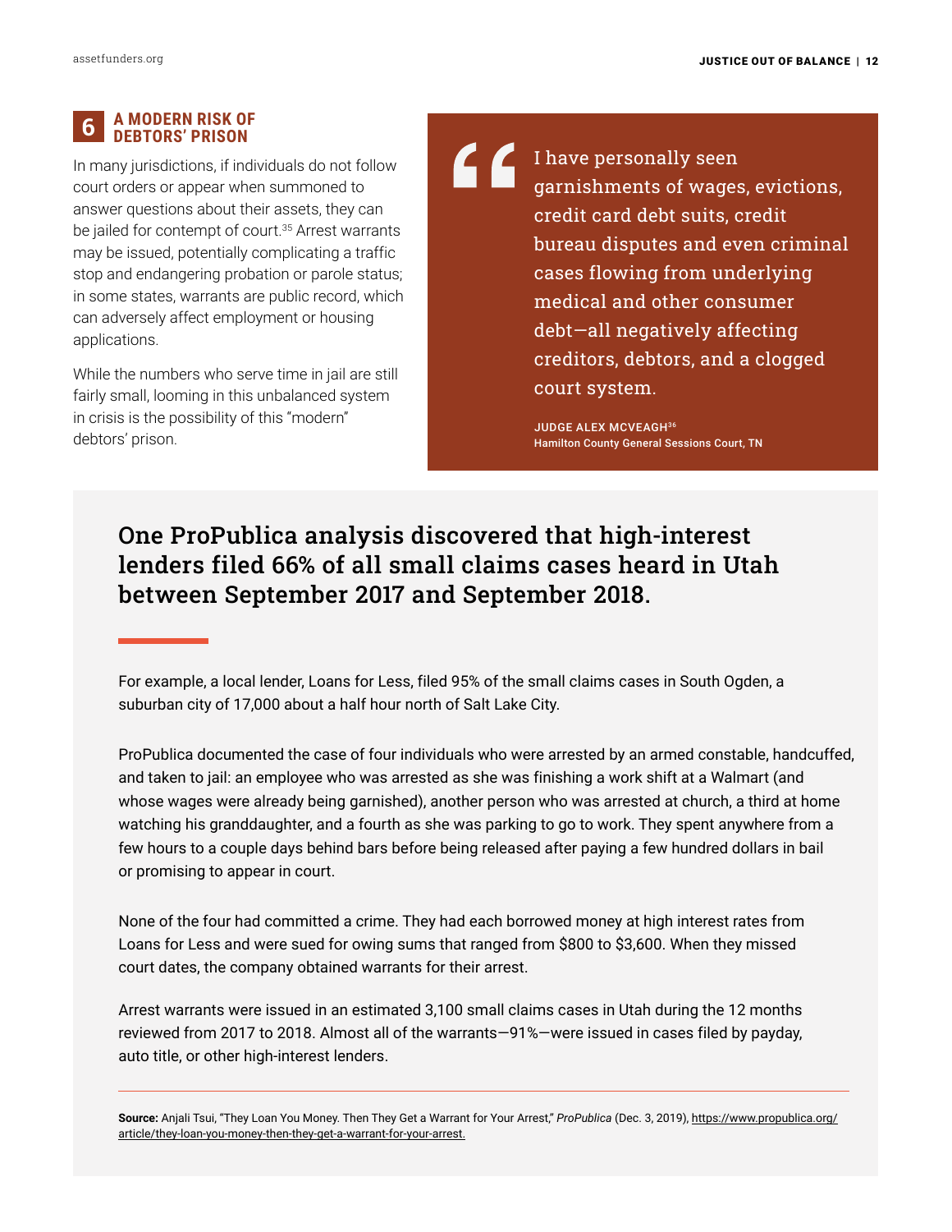## 6 A MODERN RISK OF DEBTORS' PRISON

In many jurisdictions, if individuals do not follow court orders or appear when summoned to answer questions about their assets, they can be jailed for contempt of court.[35] Arrest warrants may be issued, potentially complicating a traffic stop and endangering probation or parole status; in some states, warrants are public record, which can adversely affect employment or housing applications.

While the numbers who serve time in jail are still fairly small, looming in this unbalanced system in crisis is the possibility of this "modern" debtors' prison.

> I have personally seen garnishments of wages, evictions, credit card debt suits, credit bureau disputes and even criminal cases flowing from underlying medical and other consumer debt—all negatively affecting creditors, debtors, and a clogged court system.
>
> **JUDGE ALEX MCVEAGH[36]**
> **Hamilton County General Sessions Court, TN**

### One ProPublica analysis discovered that high-interest lenders filed 66% of all small claims cases heard in Utah between September 2017 and September 2018.

For example, a local lender, Loans for Less, filed 95% of the small claims cases in South Ogden, a suburban city of 17,000 about a half hour north of Salt Lake City.

ProPublica documented the case of four individuals who were arrested by an armed constable, handcuffed, and taken to jail: an employee who was arrested as she was finishing a work shift at a Walmart (and whose wages were already being garnished), another person who was arrested at church, a third at home watching his granddaughter, and a fourth as she was parking to go to work. They spent anywhere from a few hours to a couple days behind bars before being released after paying a few hundred dollars in bail or promising to appear in court.

None of the four had committed a crime. They had each borrowed money at high interest rates from Loans for Less and were sued for owing sums that ranged from $800 to $3,600. When they missed court dates, the company obtained warrants for their arrest.

Arrest warrants were issued in an estimated 3,100 small claims cases in Utah during the 12 months reviewed from 2017 to 2018. Almost all of the warrants—91%—were issued in cases filed by payday, auto title, or other high-interest lenders.

**Source:** Anjali Tsui, "They Loan You Money. Then They Get a Warrant for Your Arrest," *ProPublica* (Dec. 3, 2019), https://www.propublica.org/article/they-loan-you-money-then-they-get-a-warrant-for-your-arrest.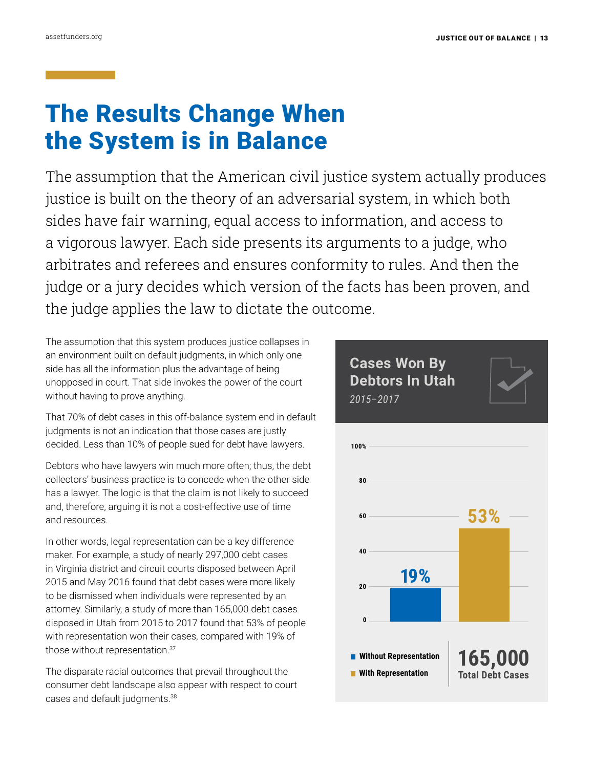# The Results Change When the System is in Balance

The assumption that the American civil justice system actually produces justice is built on the theory of an adversarial system, in which both sides have fair warning, equal access to information, and access to a vigorous lawyer. Each side presents its arguments to a judge, who arbitrates and referees and ensures conformity to rules. And then the judge or a jury decides which version of the facts has been proven, and the judge applies the law to dictate the outcome.

The assumption that this system produces justice collapses in an environment built on default judgments, in which only one side has all the information plus the advantage of being unopposed in court. That side invokes the power of the court without having to prove anything.

That 70% of debt cases in this off-balance system end in default judgments is not an indication that those cases are justly decided. Less than 10% of people sued for debt have lawyers.

Debtors who have lawyers win much more often; thus, the debt collectors' business practice is to concede when the other side has a lawyer. The logic is that the claim is not likely to succeed and, therefore, arguing it is not a cost-effective use of time and resources.

In other words, legal representation can be a key difference maker. For example, a study of nearly 297,000 debt cases in Virginia district and circuit courts disposed between April 2015 and May 2016 found that debt cases were more likely to be dismissed when individuals were represented by an attorney. Similarly, a study of more than 165,000 debt cases disposed in Utah from 2015 to 2017 found that 53% of people with representation won their cases, compared with 19% of those without representation.[37]

The disparate racial outcomes that prevail throughout the consumer debt landscape also appear with respect to court cases and default judgments.[38]

**Cases Won By Debtors In Utah**

*2015–2017*

| | Cases Won |
|---|---|
| Without Representation | 19% |
| With Representation | 53% |

**165,000** Total Debt Cases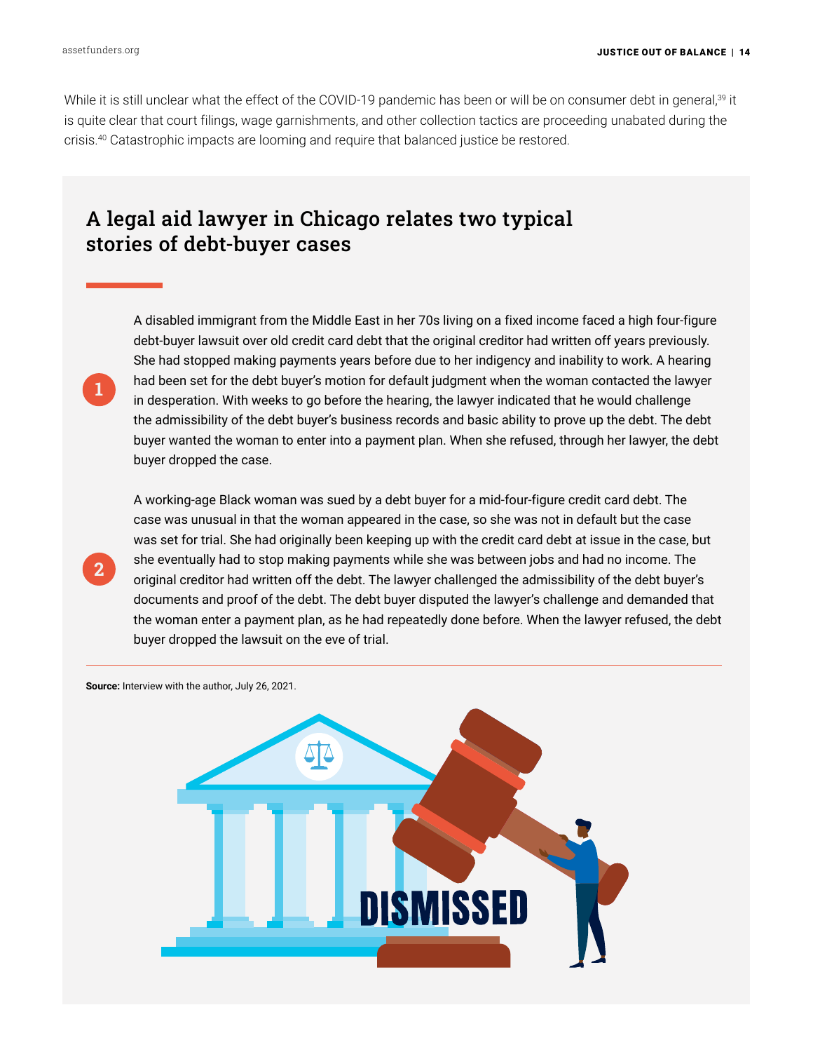While it is still unclear what the effect of the COVID-19 pandemic has been or will be on consumer debt in general,[39] it is quite clear that court filings, wage garnishments, and other collection tactics are proceeding unabated during the crisis.[40] Catastrophic impacts are looming and require that balanced justice be restored.

## A legal aid lawyer in Chicago relates two typical stories of debt-buyer cases

1. A disabled immigrant from the Middle East in her 70s living on a fixed income faced a high four-figure debt-buyer lawsuit over old credit card debt that the original creditor had written off years previously. She had stopped making payments years before due to her indigency and inability to work. A hearing had been set for the debt buyer's motion for default judgment when the woman contacted the lawyer in desperation. With weeks to go before the hearing, the lawyer indicated that he would challenge the admissibility of the debt buyer's business records and basic ability to prove up the debt. The debt buyer wanted the woman to enter into a payment plan. When she refused, through her lawyer, the debt buyer dropped the case.

2. A working-age Black woman was sued by a debt buyer for a mid-four-figure credit card debt. The case was unusual in that the woman appeared in the case, so she was not in default but the case was set for trial. She had originally been keeping up with the credit card debt at issue in the case, but she eventually had to stop making payments while she was between jobs and had no income. The original creditor had written off the debt. The lawyer challenged the admissibility of the debt buyer's documents and proof of the debt. The debt buyer disputed the lawyer's challenge and demanded that the woman enter a payment plan, as he had repeatedly done before. When the lawyer refused, the debt buyer dropped the lawsuit on the eve of trial.

**Source:** Interview with the author, July 26, 2021.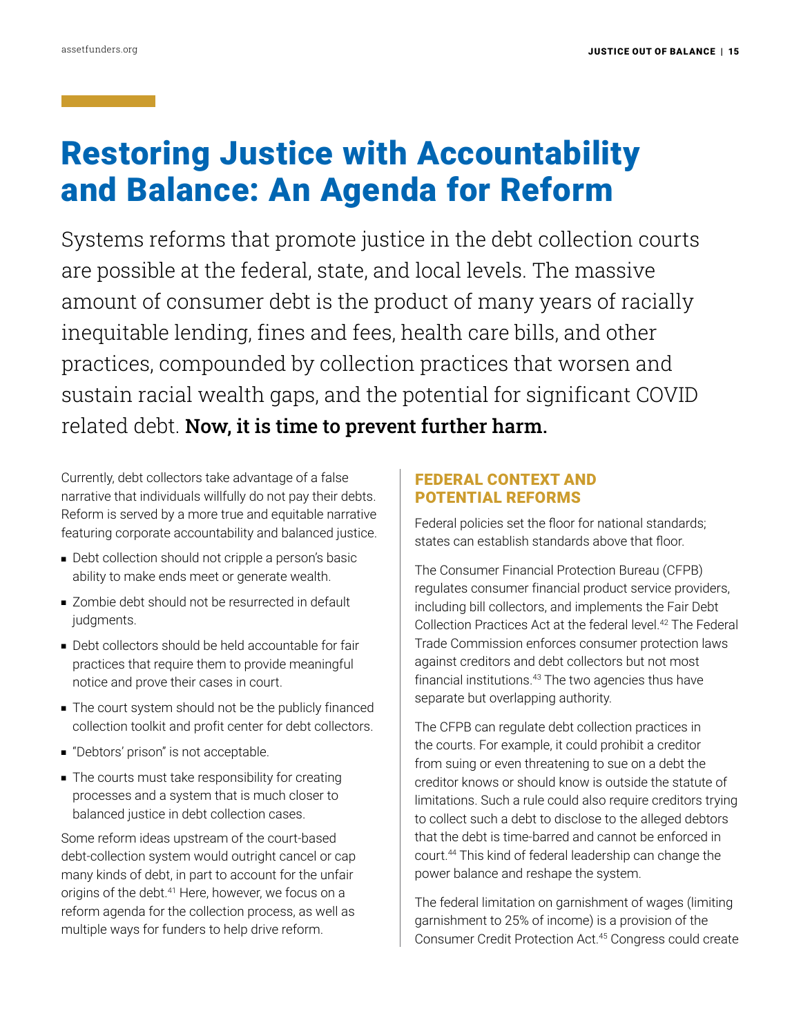# Restoring Justice with Accountability and Balance: An Agenda for Reform

Systems reforms that promote justice in the debt collection courts are possible at the federal, state, and local levels. The massive amount of consumer debt is the product of many years of racially inequitable lending, fines and fees, health care bills, and other practices, compounded by collection practices that worsen and sustain racial wealth gaps, and the potential for significant COVID related debt. **Now, it is time to prevent further harm.**

Currently, debt collectors take advantage of a false narrative that individuals willfully do not pay their debts. Reform is served by a more true and equitable narrative featuring corporate accountability and balanced justice.

- Debt collection should not cripple a person's basic ability to make ends meet or generate wealth.
- Zombie debt should not be resurrected in default judgments.
- Debt collectors should be held accountable for fair practices that require them to provide meaningful notice and prove their cases in court.
- The court system should not be the publicly financed collection toolkit and profit center for debt collectors.
- "Debtors' prison" is not acceptable.
- The courts must take responsibility for creating processes and a system that is much closer to balanced justice in debt collection cases.

Some reform ideas upstream of the court-based debt-collection system would outright cancel or cap many kinds of debt, in part to account for the unfair origins of the debt.[41] Here, however, we focus on a reform agenda for the collection process, as well as multiple ways for funders to help drive reform.

## FEDERAL CONTEXT AND POTENTIAL REFORMS

Federal policies set the floor for national standards; states can establish standards above that floor.

The Consumer Financial Protection Bureau (CFPB) regulates consumer financial product service providers, including bill collectors, and implements the Fair Debt Collection Practices Act at the federal level.[42] The Federal Trade Commission enforces consumer protection laws against creditors and debt collectors but not most financial institutions.[43] The two agencies thus have separate but overlapping authority.

The CFPB can regulate debt collection practices in the courts. For example, it could prohibit a creditor from suing or even threatening to sue on a debt the creditor knows or should know is outside the statute of limitations. Such a rule could also require creditors trying to collect such a debt to disclose to the alleged debtors that the debt is time-barred and cannot be enforced in court.[44] This kind of federal leadership can change the power balance and reshape the system.

The federal limitation on garnishment of wages (limiting garnishment to 25% of income) is a provision of the Consumer Credit Protection Act.[45] Congress could create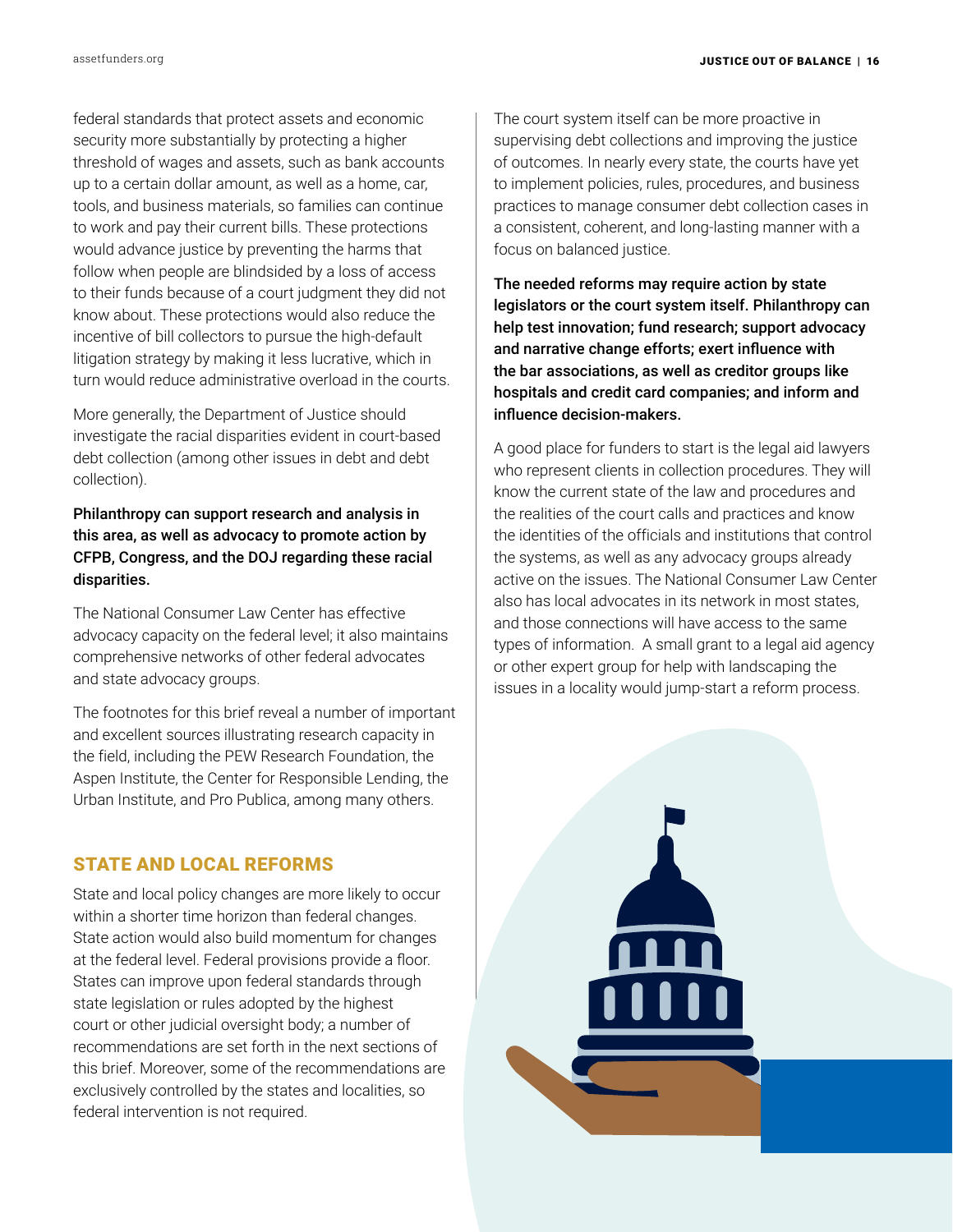federal standards that protect assets and economic security more substantially by protecting a higher threshold of wages and assets, such as bank accounts up to a certain dollar amount, as well as a home, car, tools, and business materials, so families can continue to work and pay their current bills. These protections would advance justice by preventing the harms that follow when people are blindsided by a loss of access to their funds because of a court judgment they did not know about. These protections would also reduce the incentive of bill collectors to pursue the high-default litigation strategy by making it less lucrative, which in turn would reduce administrative overload in the courts.

More generally, the Department of Justice should investigate the racial disparities evident in court-based debt collection (among other issues in debt and debt collection).

**Philanthropy can support research and analysis in this area, as well as advocacy to promote action by CFPB, Congress, and the DOJ regarding these racial disparities.**

The National Consumer Law Center has effective advocacy capacity on the federal level; it also maintains comprehensive networks of other federal advocates and state advocacy groups.

The footnotes for this brief reveal a number of important and excellent sources illustrating research capacity in the field, including the PEW Research Foundation, the Aspen Institute, the Center for Responsible Lending, the Urban Institute, and Pro Publica, among many others.

## STATE AND LOCAL REFORMS

State and local policy changes are more likely to occur within a shorter time horizon than federal changes. State action would also build momentum for changes at the federal level. Federal provisions provide a floor. States can improve upon federal standards through state legislation or rules adopted by the highest court or other judicial oversight body; a number of recommendations are set forth in the next sections of this brief. Moreover, some of the recommendations are exclusively controlled by the states and localities, so federal intervention is not required.

The court system itself can be more proactive in supervising debt collections and improving the justice of outcomes. In nearly every state, the courts have yet to implement policies, rules, procedures, and business practices to manage consumer debt collection cases in a consistent, coherent, and long-lasting manner with a focus on balanced justice.

**The needed reforms may require action by state legislators or the court system itself. Philanthropy can help test innovation; fund research; support advocacy and narrative change efforts; exert influence with the bar associations, as well as creditor groups like hospitals and credit card companies; and inform and influence decision-makers.**

A good place for funders to start is the legal aid lawyers who represent clients in collection procedures. They will know the current state of the law and procedures and the realities of the court calls and practices and know the identities of the officials and institutions that control the systems, as well as any advocacy groups already active on the issues. The National Consumer Law Center also has local advocates in its network in most states, and those connections will have access to the same types of information. A small grant to a legal aid agency or other expert group for help with landscaping the issues in a locality would jump-start a reform process.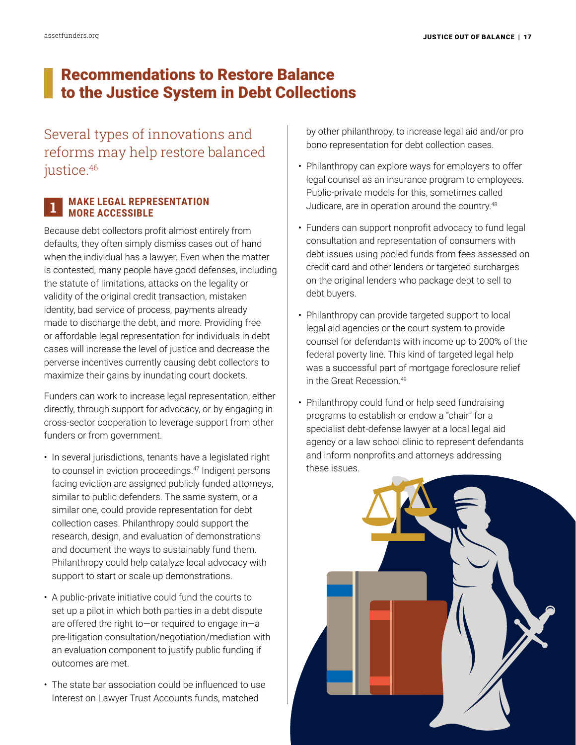# Recommendations to Restore Balance to the Justice System in Debt Collections

Several types of innovations and reforms may help restore balanced justice.[46]

## 1 MAKE LEGAL REPRESENTATION MORE ACCESSIBLE

Because debt collectors profit almost entirely from defaults, they often simply dismiss cases out of hand when the individual has a lawyer. Even when the matter is contested, many people have good defenses, including the statute of limitations, attacks on the legality or validity of the original credit transaction, mistaken identity, bad service of process, payments already made to discharge the debt, and more. Providing free or affordable legal representation for individuals in debt cases will increase the level of justice and decrease the perverse incentives currently causing debt collectors to maximize their gains by inundating court dockets.

Funders can work to increase legal representation, either directly, through support for advocacy, or by engaging in cross-sector cooperation to leverage support from other funders or from government.

- In several jurisdictions, tenants have a legislated right to counsel in eviction proceedings.[47] Indigent persons facing eviction are assigned publicly funded attorneys, similar to public defenders. The same system, or a similar one, could provide representation for debt collection cases. Philanthropy could support the research, design, and evaluation of demonstrations and document the ways to sustainably fund them. Philanthropy could help catalyze local advocacy with support to start or scale up demonstrations.
- A public-private initiative could fund the courts to set up a pilot in which both parties in a debt dispute are offered the right to—or required to engage in—a pre-litigation consultation/negotiation/mediation with an evaluation component to justify public funding if outcomes are met.
- The state bar association could be influenced to use Interest on Lawyer Trust Accounts funds, matched by other philanthropy, to increase legal aid and/or pro bono representation for debt collection cases.
- Philanthropy can explore ways for employers to offer legal counsel as an insurance program to employees. Public-private models for this, sometimes called Judicare, are in operation around the country.[48]
- Funders can support nonprofit advocacy to fund legal consultation and representation of consumers with debt issues using pooled funds from fees assessed on credit card and other lenders or targeted surcharges on the original lenders who package debt to sell to debt buyers.
- Philanthropy can provide targeted support to local legal aid agencies or the court system to provide counsel for defendants with income up to 200% of the federal poverty line. This kind of targeted legal help was a successful part of mortgage foreclosure relief in the Great Recession.[49]
- Philanthropy could fund or help seed fundraising programs to establish or endow a "chair" for a specialist debt-defense lawyer at a local legal aid agency or a law school clinic to represent defendants and inform nonprofits and attorneys addressing these issues.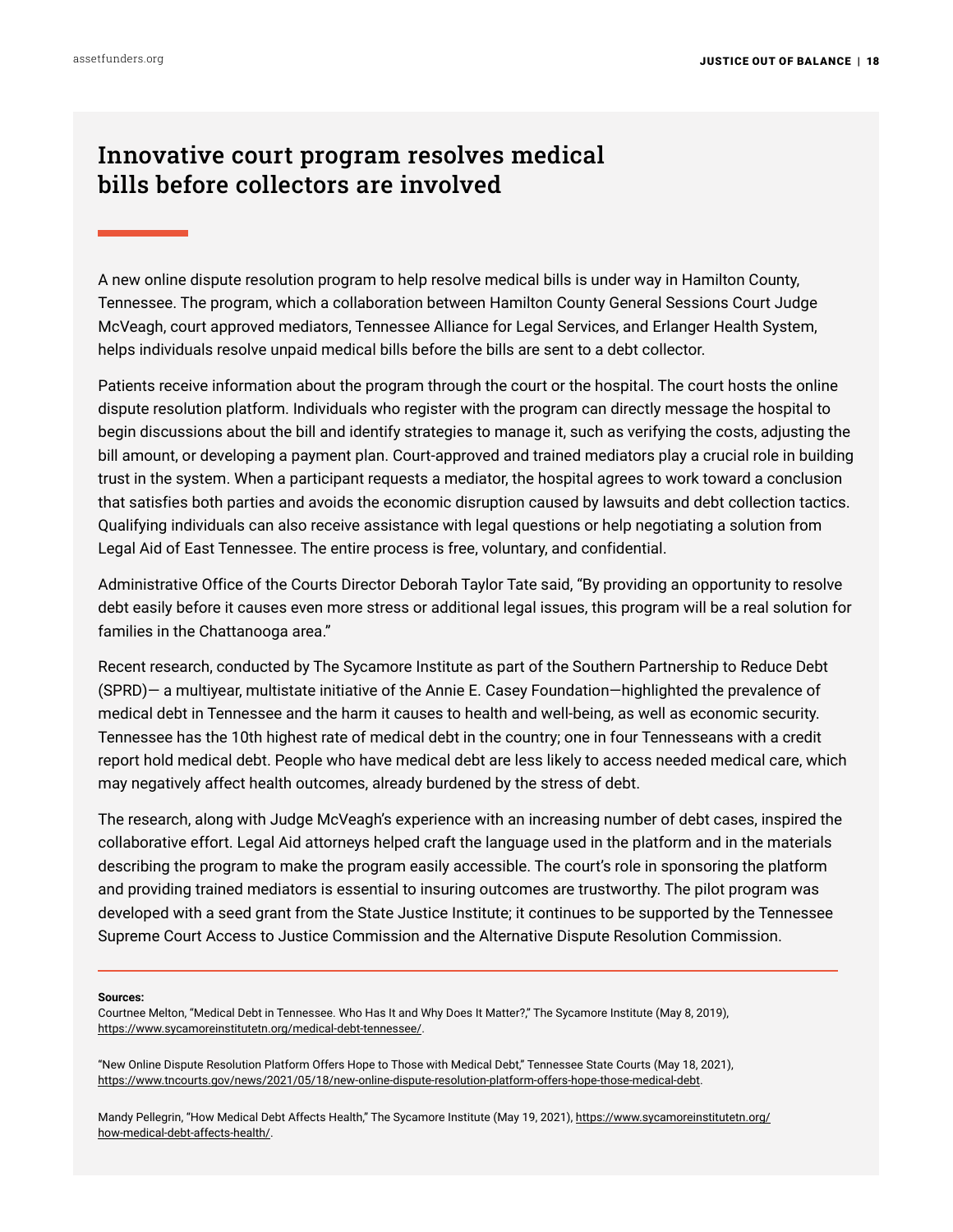## Innovative court program resolves medical bills before collectors are involved

A new online dispute resolution program to help resolve medical bills is under way in Hamilton County, Tennessee. The program, which a collaboration between Hamilton County General Sessions Court Judge McVeagh, court approved mediators, Tennessee Alliance for Legal Services, and Erlanger Health System, helps individuals resolve unpaid medical bills before the bills are sent to a debt collector.

Patients receive information about the program through the court or the hospital. The court hosts the online dispute resolution platform. Individuals who register with the program can directly message the hospital to begin discussions about the bill and identify strategies to manage it, such as verifying the costs, adjusting the bill amount, or developing a payment plan. Court-approved and trained mediators play a crucial role in building trust in the system. When a participant requests a mediator, the hospital agrees to work toward a conclusion that satisfies both parties and avoids the economic disruption caused by lawsuits and debt collection tactics. Qualifying individuals can also receive assistance with legal questions or help negotiating a solution from Legal Aid of East Tennessee. The entire process is free, voluntary, and confidential.

Administrative Office of the Courts Director Deborah Taylor Tate said, "By providing an opportunity to resolve debt easily before it causes even more stress or additional legal issues, this program will be a real solution for families in the Chattanooga area."

Recent research, conducted by The Sycamore Institute as part of the Southern Partnership to Reduce Debt (SPRD)— a multiyear, multistate initiative of the Annie E. Casey Foundation—highlighted the prevalence of medical debt in Tennessee and the harm it causes to health and well-being, as well as economic security. Tennessee has the 10th highest rate of medical debt in the country; one in four Tennesseans with a credit report hold medical debt. People who have medical debt are less likely to access needed medical care, which may negatively affect health outcomes, already burdened by the stress of debt.

The research, along with Judge McVeagh's experience with an increasing number of debt cases, inspired the collaborative effort. Legal Aid attorneys helped craft the language used in the platform and in the materials describing the program to make the program easily accessible. The court's role in sponsoring the platform and providing trained mediators is essential to insuring outcomes are trustworthy. The pilot program was developed with a seed grant from the State Justice Institute; it continues to be supported by the Tennessee Supreme Court Access to Justice Commission and the Alternative Dispute Resolution Commission.

**Sources:**

Courtnee Melton, "Medical Debt in Tennessee. Who Has It and Why Does It Matter?," The Sycamore Institute (May 8, 2019), https://www.sycamoreinstitutetn.org/medical-debt-tennessee/.

"New Online Dispute Resolution Platform Offers Hope to Those with Medical Debt," Tennessee State Courts (May 18, 2021), https://www.tncourts.gov/news/2021/05/18/new-online-dispute-resolution-platform-offers-hope-those-medical-debt.

Mandy Pellegrin, "How Medical Debt Affects Health," The Sycamore Institute (May 19, 2021), https://www.sycamoreinstitutetn.org/how-medical-debt-affects-health/.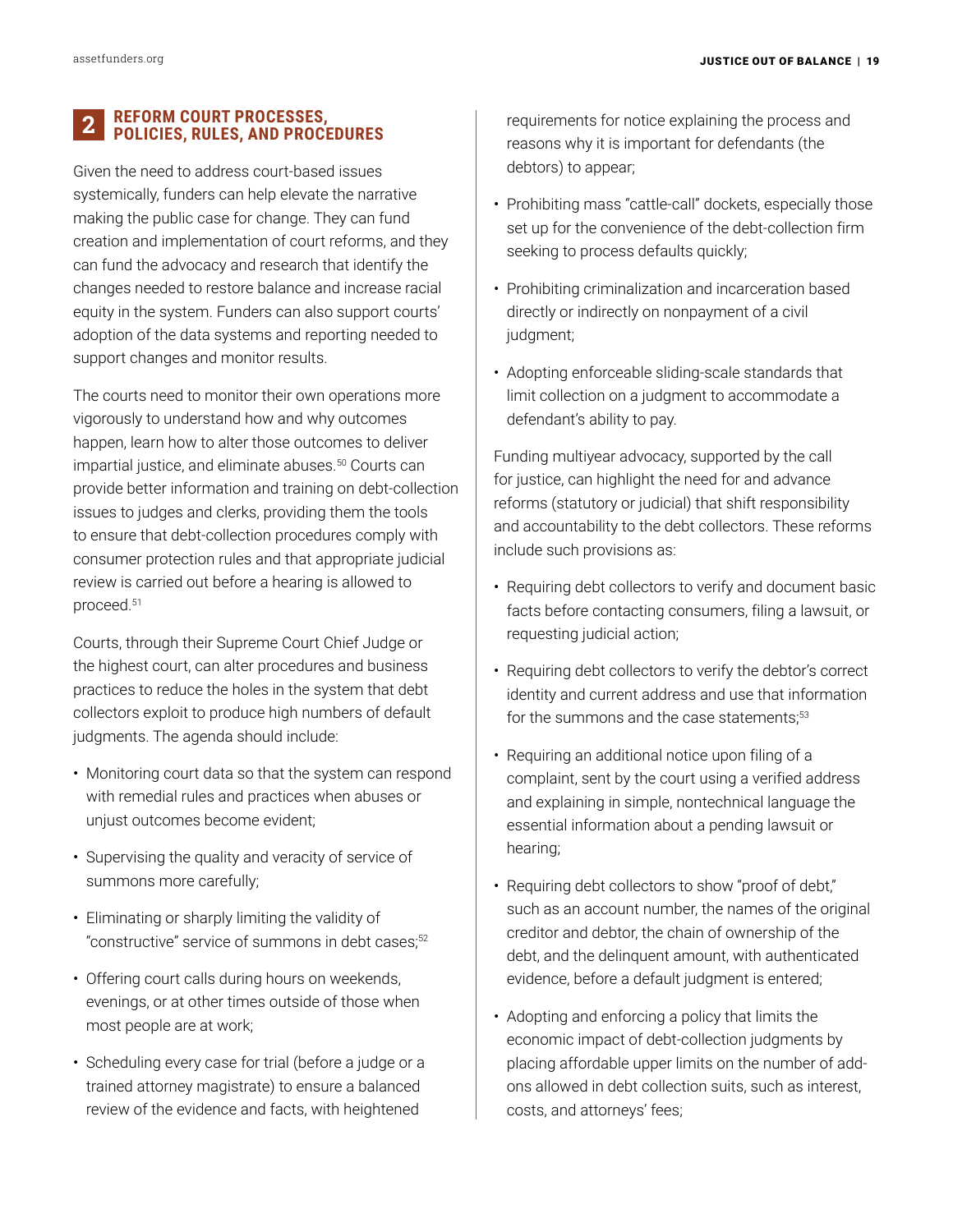## 2 REFORM COURT PROCESSES, POLICIES, RULES, AND PROCEDURES

Given the need to address court-based issues systemically, funders can help elevate the narrative making the public case for change. They can fund creation and implementation of court reforms, and they can fund the advocacy and research that identify the changes needed to restore balance and increase racial equity in the system. Funders can also support courts' adoption of the data systems and reporting needed to support changes and monitor results.

The courts need to monitor their own operations more vigorously to understand how and why outcomes happen, learn how to alter those outcomes to deliver impartial justice, and eliminate abuses.[50] Courts can provide better information and training on debt-collection issues to judges and clerks, providing them the tools to ensure that debt-collection procedures comply with consumer protection rules and that appropriate judicial review is carried out before a hearing is allowed to proceed.[51]

Courts, through their Supreme Court Chief Judge or the highest court, can alter procedures and business practices to reduce the holes in the system that debt collectors exploit to produce high numbers of default judgments. The agenda should include:

- Monitoring court data so that the system can respond with remedial rules and practices when abuses or unjust outcomes become evident;
- Supervising the quality and veracity of service of summons more carefully;
- Eliminating or sharply limiting the validity of "constructive" service of summons in debt cases;[52]
- Offering court calls during hours on weekends, evenings, or at other times outside of those when most people are at work;
- Scheduling every case for trial (before a judge or a trained attorney magistrate) to ensure a balanced review of the evidence and facts, with heightened requirements for notice explaining the process and reasons why it is important for defendants (the debtors) to appear;
- Prohibiting mass "cattle-call" dockets, especially those set up for the convenience of the debt-collection firm seeking to process defaults quickly;
- Prohibiting criminalization and incarceration based directly or indirectly on nonpayment of a civil judgment;
- Adopting enforceable sliding-scale standards that limit collection on a judgment to accommodate a defendant's ability to pay.

Funding multiyear advocacy, supported by the call for justice, can highlight the need for and advance reforms (statutory or judicial) that shift responsibility and accountability to the debt collectors. These reforms include such provisions as:

- Requiring debt collectors to verify and document basic facts before contacting consumers, filing a lawsuit, or requesting judicial action;
- Requiring debt collectors to verify the debtor's correct identity and current address and use that information for the summons and the case statements;[53]
- Requiring an additional notice upon filing of a complaint, sent by the court using a verified address and explaining in simple, nontechnical language the essential information about a pending lawsuit or hearing;
- Requiring debt collectors to show "proof of debt," such as an account number, the names of the original creditor and debtor, the chain of ownership of the debt, and the delinquent amount, with authenticated evidence, before a default judgment is entered;
- Adopting and enforcing a policy that limits the economic impact of debt-collection judgments by placing affordable upper limits on the number of add-ons allowed in debt collection suits, such as interest, costs, and attorneys' fees;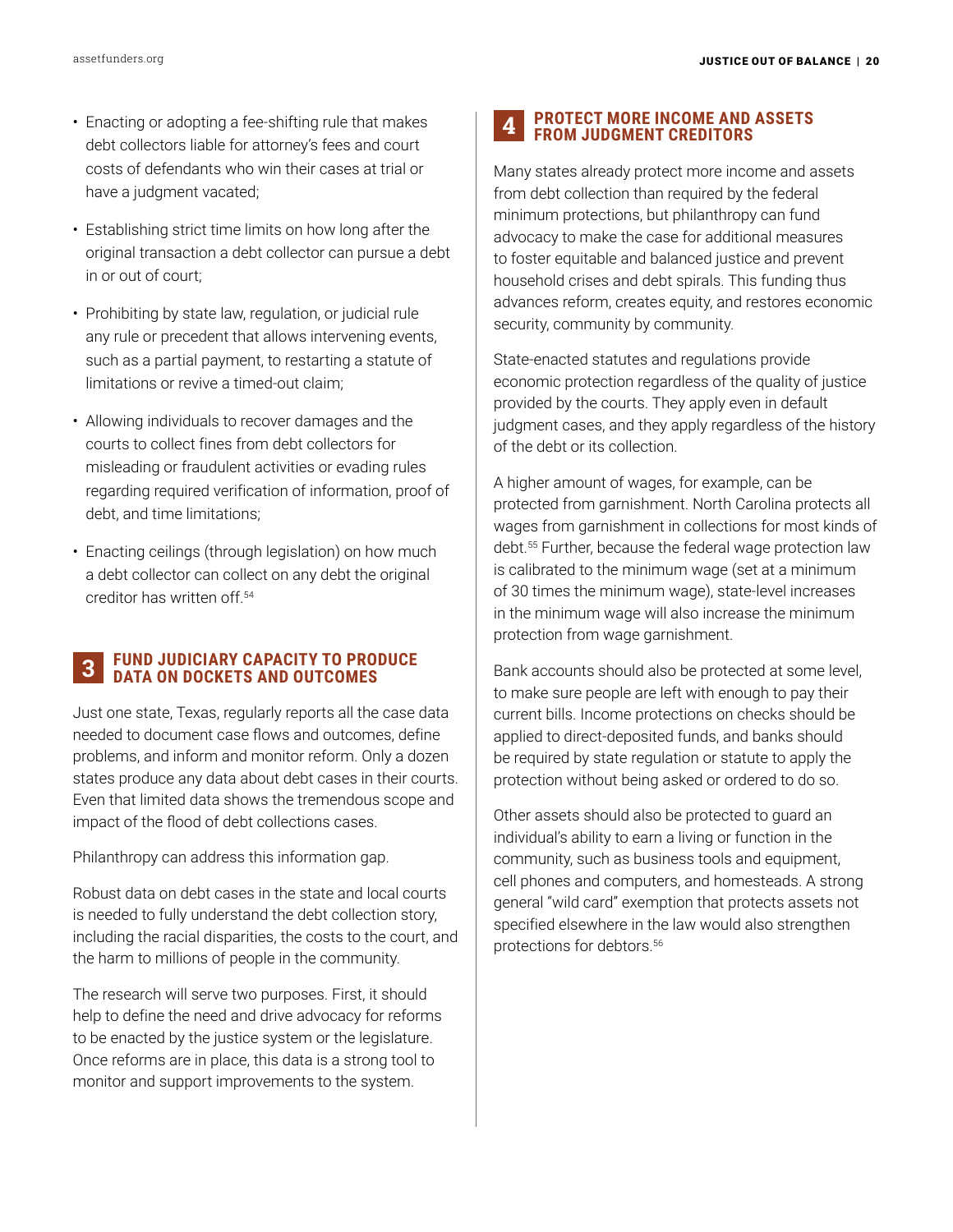- Enacting or adopting a fee-shifting rule that makes debt collectors liable for attorney's fees and court costs of defendants who win their cases at trial or have a judgment vacated;
- Establishing strict time limits on how long after the original transaction a debt collector can pursue a debt in or out of court;
- Prohibiting by state law, regulation, or judicial rule any rule or precedent that allows intervening events, such as a partial payment, to restarting a statute of limitations or revive a timed-out claim;
- Allowing individuals to recover damages and the courts to collect fines from debt collectors for misleading or fraudulent activities or evading rules regarding required verification of information, proof of debt, and time limitations;
- Enacting ceilings (through legislation) on how much a debt collector can collect on any debt the original creditor has written off.[54]

## 3 FUND JUDICIARY CAPACITY TO PRODUCE DATA ON DOCKETS AND OUTCOMES

Just one state, Texas, regularly reports all the case data needed to document case flows and outcomes, define problems, and inform and monitor reform. Only a dozen states produce any data about debt cases in their courts. Even that limited data shows the tremendous scope and impact of the flood of debt collections cases.

Philanthropy can address this information gap.

Robust data on debt cases in the state and local courts is needed to fully understand the debt collection story, including the racial disparities, the costs to the court, and the harm to millions of people in the community.

The research will serve two purposes. First, it should help to define the need and drive advocacy for reforms to be enacted by the justice system or the legislature. Once reforms are in place, this data is a strong tool to monitor and support improvements to the system.

## 4 PROTECT MORE INCOME AND ASSETS FROM JUDGMENT CREDITORS

Many states already protect more income and assets from debt collection than required by the federal minimum protections, but philanthropy can fund advocacy to make the case for additional measures to foster equitable and balanced justice and prevent household crises and debt spirals. This funding thus advances reform, creates equity, and restores economic security, community by community.

State-enacted statutes and regulations provide economic protection regardless of the quality of justice provided by the courts. They apply even in default judgment cases, and they apply regardless of the history of the debt or its collection.

A higher amount of wages, for example, can be protected from garnishment. North Carolina protects all wages from garnishment in collections for most kinds of debt.[55] Further, because the federal wage protection law is calibrated to the minimum wage (set at a minimum of 30 times the minimum wage), state-level increases in the minimum wage will also increase the minimum protection from wage garnishment.

Bank accounts should also be protected at some level, to make sure people are left with enough to pay their current bills. Income protections on checks should be applied to direct-deposited funds, and banks should be required by state regulation or statute to apply the protection without being asked or ordered to do so.

Other assets should also be protected to guard an individual's ability to earn a living or function in the community, such as business tools and equipment, cell phones and computers, and homesteads. A strong general "wild card" exemption that protects assets not specified elsewhere in the law would also strengthen protections for debtors.[56]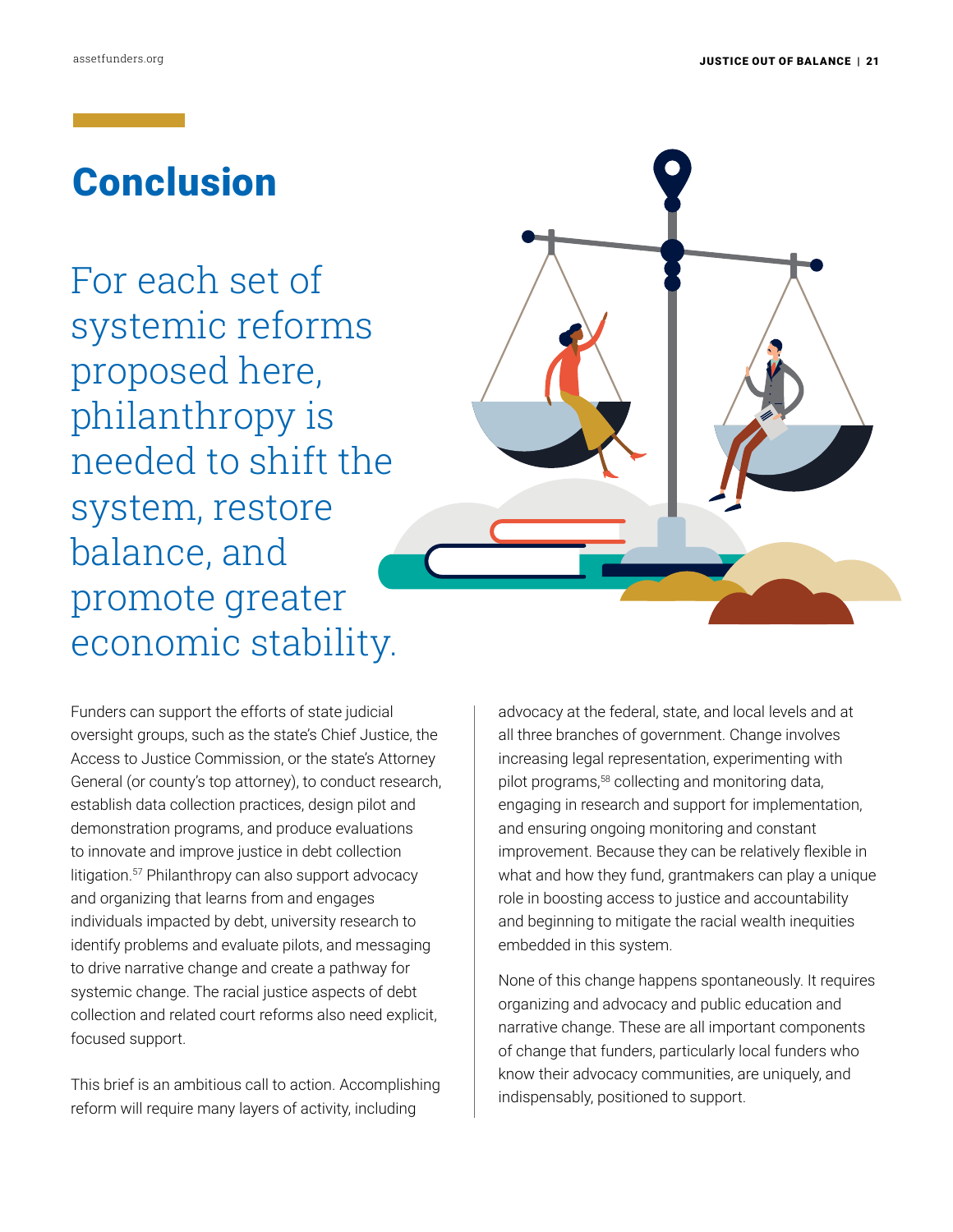# Conclusion

For each set of systemic reforms proposed here, philanthropy is needed to shift the system, restore balance, and promote greater economic stability.

Funders can support the efforts of state judicial oversight groups, such as the state's Chief Justice, the Access to Justice Commission, or the state's Attorney General (or county's top attorney), to conduct research, establish data collection practices, design pilot and demonstration programs, and produce evaluations to innovate and improve justice in debt collection litigation.[57] Philanthropy can also support advocacy and organizing that learns from and engages individuals impacted by debt, university research to identify problems and evaluate pilots, and messaging to drive narrative change and create a pathway for systemic change. The racial justice aspects of debt collection and related court reforms also need explicit, focused support.

This brief is an ambitious call to action. Accomplishing reform will require many layers of activity, including advocacy at the federal, state, and local levels and at all three branches of government. Change involves increasing legal representation, experimenting with pilot programs,[58] collecting and monitoring data, engaging in research and support for implementation, and ensuring ongoing monitoring and constant improvement. Because they can be relatively flexible in what and how they fund, grantmakers can play a unique role in boosting access to justice and accountability and beginning to mitigate the racial wealth inequities embedded in this system.

None of this change happens spontaneously. It requires organizing and advocacy and public education and narrative change. These are all important components of change that funders, particularly local funders who know their advocacy communities, are uniquely, and indispensably, positioned to support.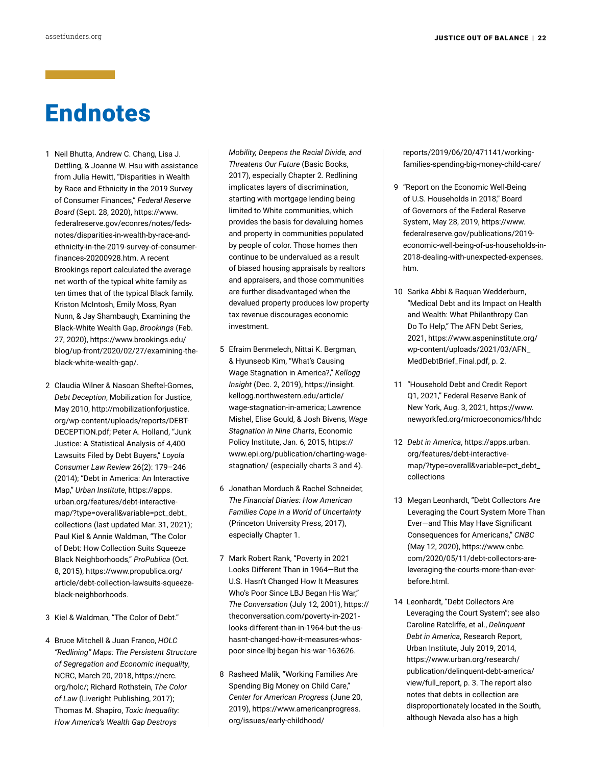# Endnotes

1. Neil Bhutta, Andrew C. Chang, Lisa J. Dettling, & Joanne W. Hsu with assistance from Julia Hewitt, "Disparities in Wealth by Race and Ethnicity in the 2019 Survey of Consumer Finances," *Federal Reserve Board* (Sept. 28, 2020), https://www.federalreserve.gov/econres/notes/feds-notes/disparities-in-wealth-by-race-and-ethnicity-in-the-2019-survey-of-consumer-finances-20200928.htm. A recent Brookings report calculated the average net worth of the typical white family as ten times that of the typical Black family. Kriston McIntosh, Emily Moss, Ryan Nunn, & Jay Shambaugh, Examining the Black-White Wealth Gap, *Brookings* (Feb. 27, 2020), https://www.brookings.edu/blog/up-front/2020/02/27/examining-the-black-white-wealth-gap/.

2. Claudia Wilner & Nasoan Sheftel-Gomes, *Debt Deception*, Mobilization for Justice, May 2010, http://mobilizationforjustice.org/wp-content/uploads/reports/DEBT-DECEPTION.pdf; Peter A. Holland, "Junk Justice: A Statistical Analysis of 4,400 Lawsuits Filed by Debt Buyers," *Loyola Consumer Law Review* 26(2): 179–246 (2014); "Debt in America: An Interactive Map," *Urban Institute*, https://apps.urban.org/features/debt-interactive-map/?type=overall&variable=pct_debt_collections (last updated Mar. 31, 2021); Paul Kiel & Annie Waldman, "The Color of Debt: How Collection Suits Squeeze Black Neighborhoods," *ProPublica* (Oct. 8, 2015), https://www.propublica.org/article/debt-collection-lawsuits-squeeze-black-neighborhoods.

3. Kiel & Waldman, "The Color of Debt."

4. Bruce Mitchell & Juan Franco, *HOLC "Redlining" Maps: The Persistent Structure of Segregation and Economic Inequality*, NCRC, March 20, 2018, https://ncrc.org/holc/; Richard Rothstein, *The Color of Law* (Liveright Publishing, 2017); Thomas M. Shapiro, *Toxic Inequality: How America's Wealth Gap Destroys Mobility, Deepens the Racial Divide, and Threatens Our Future* (Basic Books, 2017), especially Chapter 2. Redlining implicates layers of discrimination, starting with mortgage lending being limited to White communities, which provides the basis for devaluing homes and property in communities populated by people of color. Those homes then continue to be undervalued as a result of biased housing appraisals by realtors and appraisers, and those communities are further disadvantaged when the devalued property produces low property tax revenue discourages economic investment.

5. Efraim Benmelech, Nittai K. Bergman, & Hyunseob Kim, "What's Causing Wage Stagnation in America?," *Kellogg Insight* (Dec. 2, 2019), https://insight.kellogg.northwestern.edu/article/wage-stagnation-in-america; Lawrence Mishel, Elise Gould, & Josh Bivens, *Wage Stagnation in Nine Charts*, Economic Policy Institute, Jan. 6, 2015, https://www.epi.org/publication/charting-wage-stagnation/ (especially charts 3 and 4).

6. Jonathan Morduch & Rachel Schneider, *The Financial Diaries: How American Families Cope in a World of Uncertainty* (Princeton University Press, 2017), especially Chapter 1.

7. Mark Robert Rank, "Poverty in 2021 Looks Different Than in 1964—But the U.S. Hasn't Changed How It Measures Who's Poor Since LBJ Began His War," *The Conversation* (July 12, 2001), https://theconversation.com/poverty-in-2021-looks-different-than-in-1964-but-the-us-hasnt-changed-how-it-measures-whos-poor-since-lbj-began-his-war-163626.

8. Rasheed Malik, "Working Families Are Spending Big Money on Child Care," *Center for American Progress* (June 20, 2019), https://www.americanprogress.org/issues/early-childhood/reports/2019/06/20/471141/working-families-spending-big-money-child-care/

9. "Report on the Economic Well-Being of U.S. Households in 2018," Board of Governors of the Federal Reserve System, May 28, 2019, https://www.federalreserve.gov/publications/2019-economic-well-being-of-us-households-in-2018-dealing-with-unexpected-expenses.htm.

10. Sarika Abbi & Raquan Wedderburn, "Medical Debt and its Impact on Health and Wealth: What Philanthropy Can Do To Help," The AFN Debt Series, 2021, https://www.aspeninstitute.org/wp-content/uploads/2021/03/AFN_MedDebtBrief_Final.pdf, p. 2.

11. "Household Debt and Credit Report Q1, 2021," Federal Reserve Bank of New York, Aug. 3, 2021, https://www.newyorkfed.org/microeconomics/hhdc

12. *Debt in America*, https://apps.urban.org/features/debt-interactive-map/?type=overall&variable=pct_debt_collections

13. Megan Leonhardt, "Debt Collectors Are Leveraging the Court System More Than Ever—and This May Have Significant Consequences for Americans," *CNBC* (May 12, 2020), https://www.cnbc.com/2020/05/11/debt-collectors-are-leveraging-the-courts-more-than-ever-before.html.

14. Leonhardt, "Debt Collectors Are Leveraging the Court System"; see also Caroline Ratcliffe, et al., *Delinquent Debt in America*, Research Report, Urban Institute, July 2019, 2014, https://www.urban.org/research/publication/delinquent-debt-america/view/full_report, p. 3. The report also notes that debts in collection are disproportionately located in the South, although Nevada also has a high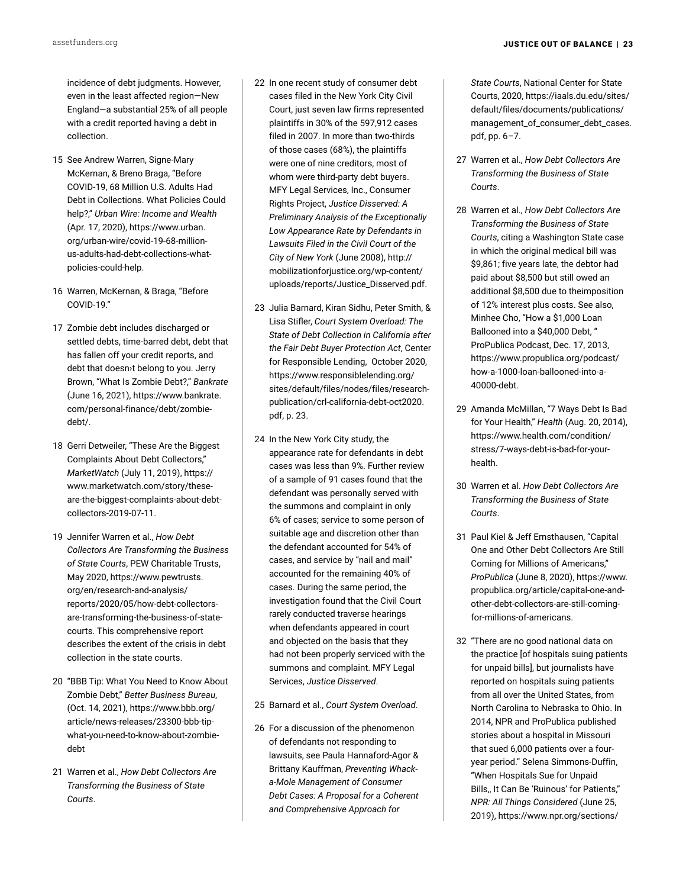incidence of debt judgments. However, even in the least affected region—New England—a substantial 25% of all people with a credit reported having a debt in collection.

15 See Andrew Warren, Signe-Mary McKernan, & Breno Braga, "Before COVID-19, 68 Million U.S. Adults Had Debt in Collections. What Policies Could help?," *Urban Wire: Income and Wealth* (Apr. 17, 2020), https://www.urban.org/urban-wire/covid-19-68-million-us-adults-had-debt-collections-what-policies-could-help.

16 Warren, McKernan, & Braga, "Before COVID-19."

17 Zombie debt includes discharged or settled debts, time-barred debt, debt that has fallen off your credit reports, and debt that doesn›t belong to you. Jerry Brown, "What Is Zombie Debt?," *Bankrate* (June 16, 2021), https://www.bankrate.com/personal-finance/debt/zombie-debt/.

18 Gerri Detweiler, "These Are the Biggest Complaints About Debt Collectors," *MarketWatch* (July 11, 2019), https://www.marketwatch.com/story/these-are-the-biggest-complaints-about-debt-collectors-2019-07-11.

19 Jennifer Warren et al., *How Debt Collectors Are Transforming the Business of State Courts*, PEW Charitable Trusts, May 2020, https://www.pewtrusts.org/en/research-and-analysis/reports/2020/05/how-debt-collectors-are-transforming-the-business-of-state-courts. This comprehensive report describes the extent of the crisis in debt collection in the state courts.

20 "BBB Tip: What You Need to Know About Zombie Debt," *Better Business Bureau*, (Oct. 14, 2021), https://www.bbb.org/article/news-releases/23300-bbb-tip-what-you-need-to-know-about-zombie-debt

21 Warren et al., *How Debt Collectors Are Transforming the Business of State Courts*.

22 In one recent study of consumer debt cases filed in the New York City Civil Court, just seven law firms represented plaintiffs in 30% of the 597,912 cases filed in 2007. In more than two-thirds of those cases (68%), the plaintiffs were one of nine creditors, most of whom were third-party debt buyers. MFY Legal Services, Inc., Consumer Rights Project, *Justice Disserved: A Preliminary Analysis of the Exceptionally Low Appearance Rate by Defendants in Lawsuits Filed in the Civil Court of the City of New York* (June 2008), http://mobilizationforjustice.org/wp-content/uploads/reports/Justice_Disserved.pdf.

23 Julia Barnard, Kiran Sidhu, Peter Smith, & Lisa Stifler, *Court System Overload: The State of Debt Collection in California after the Fair Debt Buyer Protection Act*, Center for Responsible Lending, October 2020, https://www.responsiblelending.org/sites/default/files/nodes/files/research-publication/crl-california-debt-oct2020.pdf, p. 23.

24 In the New York City study, the appearance rate for defendants in debt cases was less than 9%. Further review of a sample of 91 cases found that the defendant was personally served with the summons and complaint in only 6% of cases; service to some person of suitable age and discretion other than the defendant accounted for 54% of cases, and service by "nail and mail" accounted for the remaining 40% of cases. During the same period, the investigation found that the Civil Court rarely conducted traverse hearings when defendants appeared in court and objected on the basis that they had not been properly serviced with the summons and complaint. MFY Legal Services, *Justice Disserved*.

25 Barnard et al., *Court System Overload*.

26 For a discussion of the phenomenon of defendants not responding to lawsuits, see Paula Hannaford-Agor & Brittany Kauffman, *Preventing Whack-a-Mole Management of Consumer Debt Cases: A Proposal for a Coherent and Comprehensive Approach for State Courts*, National Center for State Courts, 2020, https://iaals.du.edu/sites/default/files/documents/publications/management_of_consumer_debt_cases.pdf, pp. 6–7.

27 Warren et al., *How Debt Collectors Are Transforming the Business of State Courts*.

28 Warren et al., *How Debt Collectors Are Transforming the Business of State Courts*, citing a Washington State case in which the original medical bill was $9,861; five years late, the debtor had paid about $8,500 but still owed an additional $8,500 due to theimposition of 12% interest plus costs. See also, Minhee Cho, "How a $1,000 Loan Ballooned into a $40,000 Debt, " ProPublica Podcast, Dec. 17, 2013, https://www.propublica.org/podcast/how-a-1000-loan-ballooned-into-a-40000-debt.

29 Amanda McMillan, "7 Ways Debt Is Bad for Your Health," *Health* (Aug. 20, 2014), https://www.health.com/condition/stress/7-ways-debt-is-bad-for-your-health.

30 Warren et al. *How Debt Collectors Are Transforming the Business of State Courts*.

31 Paul Kiel & Jeff Ernsthausen, "Capital One and Other Debt Collectors Are Still Coming for Millions of Americans," *ProPublica* (June 8, 2020), https://www.propublica.org/article/capital-one-and-other-debt-collectors-are-still-coming-for-millions-of-americans.

32 "There are no good national data on the practice [of hospitals suing patients for unpaid bills], but journalists have reported on hospitals suing patients from all over the United States, from North Carolina to Nebraska to Ohio. In 2014, NPR and ProPublica published stories about a hospital in Missouri that sued 6,000 patients over a four-year period." Selena Simmons-Duffin, "When Hospitals Sue for Unpaid Bills,, It Can Be 'Ruinous' for Patients," *NPR: All Things Considered* (June 25, 2019), https://www.npr.org/sections/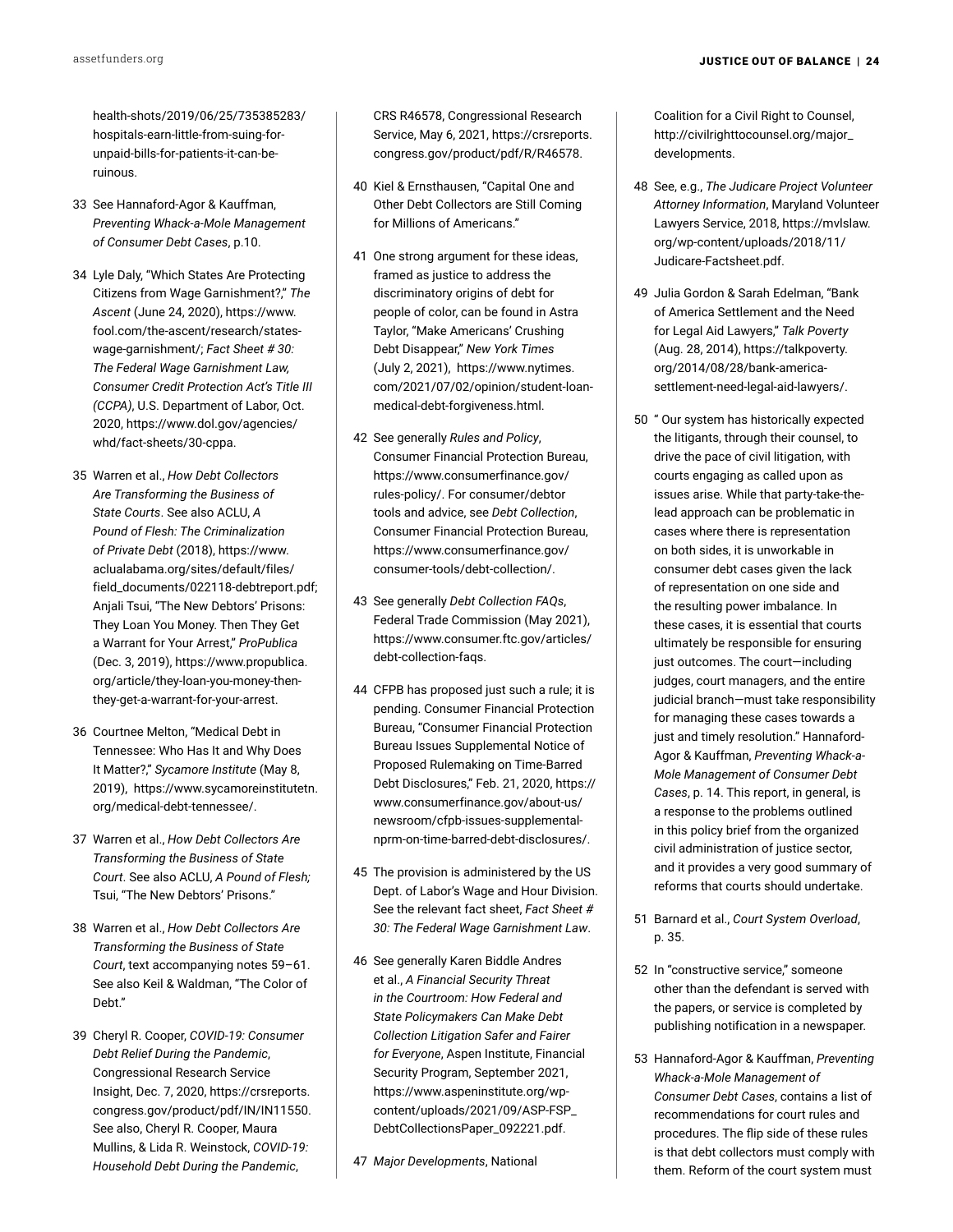health-shots/2019/06/25/735385283/hospitals-earn-little-from-suing-for-unpaid-bills-for-patients-it-can-be-ruinous.

33 See Hannaford-Agor & Kauffman, *Preventing Whack-a-Mole Management of Consumer Debt Cases*, p.10.

34 Lyle Daly, "Which States Are Protecting Citizens from Wage Garnishment?," *The Ascent* (June 24, 2020), https://www.fool.com/the-ascent/research/states-wage-garnishment/; *Fact Sheet # 30: The Federal Wage Garnishment Law, Consumer Credit Protection Act's Title III (CCPA)*, U.S. Department of Labor, Oct. 2020, https://www.dol.gov/agencies/whd/fact-sheets/30-cppa.

35 Warren et al., *How Debt Collectors Are Transforming the Business of State Courts*. See also ACLU, *A Pound of Flesh: The Criminalization of Private Debt* (2018), https://www.aclualabama.org/sites/default/files/field_documents/022118-debtreport.pdf; Anjali Tsui, "The New Debtors' Prisons: They Loan You Money. Then They Get a Warrant for Your Arrest," *ProPublica* (Dec. 3, 2019), https://www.propublica.org/article/they-loan-you-money-then-they-get-a-warrant-for-your-arrest.

36 Courtnee Melton, "Medical Debt in Tennessee: Who Has It and Why Does It Matter?," *Sycamore Institute* (May 8, 2019), https://www.sycamoreinstitutetn.org/medical-debt-tennessee/.

37 Warren et al., *How Debt Collectors Are Transforming the Business of State Court*. See also ACLU, *A Pound of Flesh;* Tsui, "The New Debtors' Prisons."

38 Warren et al., *How Debt Collectors Are Transforming the Business of State Court*, text accompanying notes 59–61. See also Keil & Waldman, "The Color of Debt."

39 Cheryl R. Cooper, *COVID-19: Consumer Debt Relief During the Pandemic*, Congressional Research Service Insight, Dec. 7, 2020, https://crsreports.congress.gov/product/pdf/IN/IN11550. See also, Cheryl R. Cooper, Maura Mullins, & Lida R. Weinstock, *COVID-19: Household Debt During the Pandemic*, CRS R46578, Congressional Research Service, May 6, 2021, https://crsreports.congress.gov/product/pdf/R/R46578.

40 Kiel & Ernsthausen, "Capital One and Other Debt Collectors are Still Coming for Millions of Americans."

41 One strong argument for these ideas, framed as justice to address the discriminatory origins of debt for people of color, can be found in Astra Taylor, "Make Americans' Crushing Debt Disappear," *New York Times* (July 2, 2021), https://www.nytimes.com/2021/07/02/opinion/student-loan-medical-debt-forgiveness.html.

42 See generally *Rules and Policy*, Consumer Financial Protection Bureau, https://www.consumerfinance.gov/rules-policy/. For consumer/debtor tools and advice, see *Debt Collection*, Consumer Financial Protection Bureau, https://www.consumerfinance.gov/consumer-tools/debt-collection/.

43 See generally *Debt Collection FAQs*, Federal Trade Commission (May 2021), https://www.consumer.ftc.gov/articles/debt-collection-faqs.

44 CFPB has proposed just such a rule; it is pending. Consumer Financial Protection Bureau, "Consumer Financial Protection Bureau Issues Supplemental Notice of Proposed Rulemaking on Time-Barred Debt Disclosures," Feb. 21, 2020, https://www.consumerfinance.gov/about-us/newsroom/cfpb-issues-supplemental-nprm-on-time-barred-debt-disclosures/.

45 The provision is administered by the US Dept. of Labor's Wage and Hour Division. See the relevant fact sheet, *Fact Sheet # 30: The Federal Wage Garnishment Law*.

46 See generally Karen Biddle Andres et al., *A Financial Security Threat in the Courtroom: How Federal and State Policymakers Can Make Debt Collection Litigation Safer and Fairer for Everyone*, Aspen Institute, Financial Security Program, September 2021, https://www.aspeninstitute.org/wp-content/uploads/2021/09/ASP-FSP_DebtCollectionsPaper_092221.pdf.

47 *Major Developments*, National Coalition for a Civil Right to Counsel, http://civilrighttocounsel.org/major_developments.

48 See, e.g., *The Judicare Project Volunteer Attorney Information*, Maryland Volunteer Lawyers Service, 2018, https://mvlslaw.org/wp-content/uploads/2018/11/Judicare-Factsheet.pdf.

49 Julia Gordon & Sarah Edelman, "Bank of America Settlement and the Need for Legal Aid Lawyers," *Talk Poverty* (Aug. 28, 2014), https://talkpoverty.org/2014/08/28/bank-america-settlement-need-legal-aid-lawyers/.

50 " Our system has historically expected the litigants, through their counsel, to drive the pace of civil litigation, with courts engaging as called upon as issues arise. While that party-take-the-lead approach can be problematic in cases where there is representation on both sides, it is unworkable in consumer debt cases given the lack of representation on one side and the resulting power imbalance. In these cases, it is essential that courts ultimately be responsible for ensuring just outcomes. The court—including judges, court managers, and the entire judicial branch—must take responsibility for managing these cases towards a just and timely resolution." Hannaford-Agor & Kauffman, *Preventing Whack-a-Mole Management of Consumer Debt Cases*, p. 14. This report, in general, is a response to the problems outlined in this policy brief from the organized civil administration of justice sector, and it provides a very good summary of reforms that courts should undertake.

51 Barnard et al., *Court System Overload*, p. 35.

52 In "constructive service," someone other than the defendant is served with the papers, or service is completed by publishing notification in a newspaper.

53 Hannaford-Agor & Kauffman, *Preventing Whack-a-Mole Management of Consumer Debt Cases*, contains a list of recommendations for court rules and procedures. The flip side of these rules is that debt collectors must comply with them. Reform of the court system must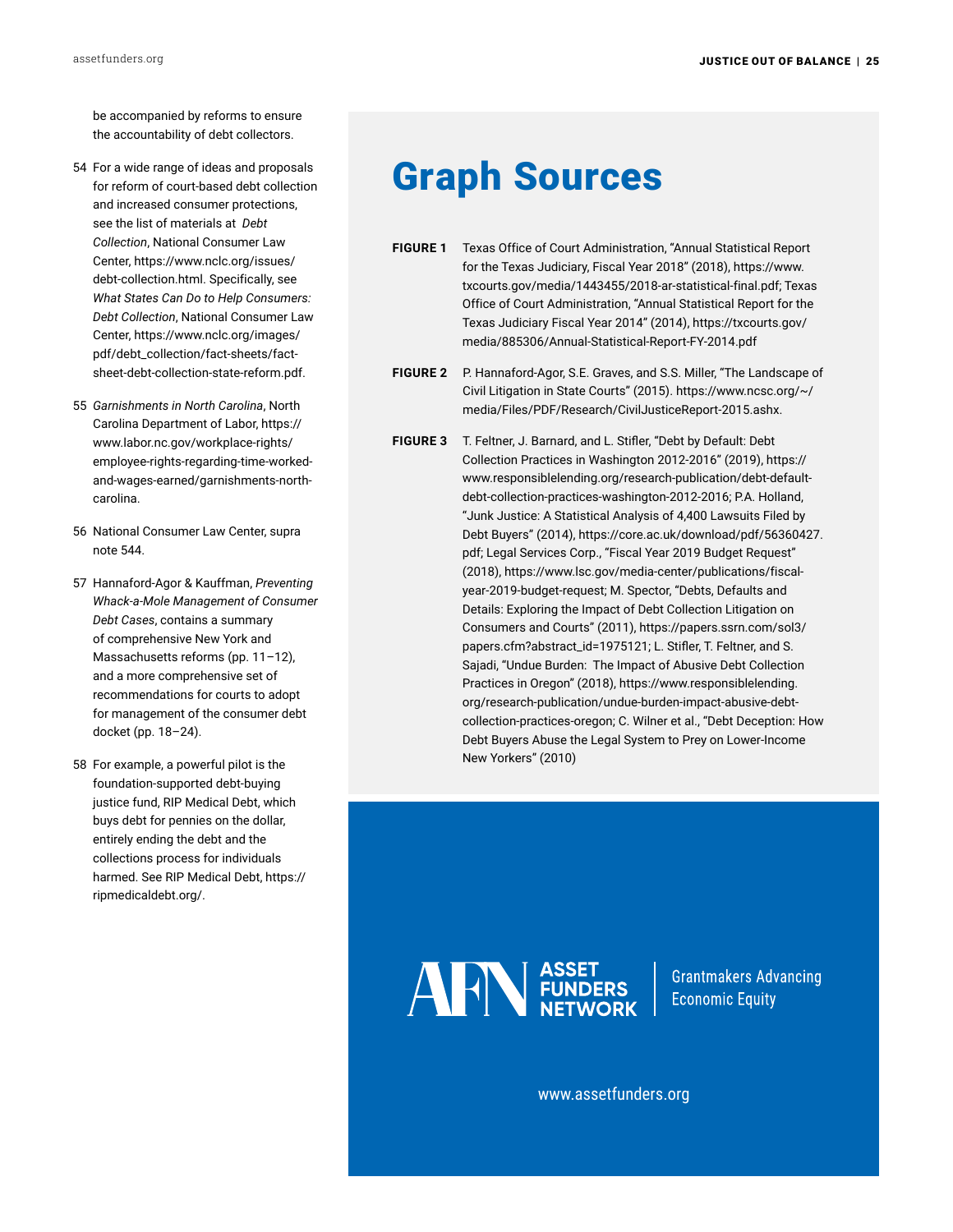be accompanied by reforms to ensure the accountability of debt collectors.

54 For a wide range of ideas and proposals for reform of court-based debt collection and increased consumer protections, see the list of materials at *Debt Collection*, National Consumer Law Center, https://www.nclc.org/issues/debt-collection.html. Specifically, see *What States Can Do to Help Consumers: Debt Collection*, National Consumer Law Center, https://www.nclc.org/images/pdf/debt_collection/fact-sheets/fact-sheet-debt-collection-state-reform.pdf.

55 *Garnishments in North Carolina*, North Carolina Department of Labor, https://www.labor.nc.gov/workplace-rights/employee-rights-regarding-time-worked-and-wages-earned/garnishments-north-carolina.

56 National Consumer Law Center, supra note 544.

57 Hannaford-Agor & Kauffman, *Preventing Whack-a-Mole Management of Consumer Debt Cases*, contains a summary of comprehensive New York and Massachusetts reforms (pp. 11–12), and a more comprehensive set of recommendations for courts to adopt for management of the consumer debt docket (pp. 18–24).

58 For example, a powerful pilot is the foundation-supported debt-buying justice fund, RIP Medical Debt, which buys debt for pennies on the dollar, entirely ending the debt and the collections process for individuals harmed. See RIP Medical Debt, https://ripmedicaldebt.org/.

# Graph Sources

**FIGURE 1** Texas Office of Court Administration, "Annual Statistical Report for the Texas Judiciary, Fiscal Year 2018" (2018), https://www.txcourts.gov/media/1443455/2018-ar-statistical-final.pdf; Texas Office of Court Administration, "Annual Statistical Report for the Texas Judiciary Fiscal Year 2014" (2014), https://txcourts.gov/media/885306/Annual-Statistical-Report-FY-2014.pdf

**FIGURE 2** P. Hannaford-Agor, S.E. Graves, and S.S. Miller, "The Landscape of Civil Litigation in State Courts" (2015). https://www.ncsc.org/~/media/Files/PDF/Research/CivilJusticeReport-2015.ashx.

**FIGURE 3** T. Feltner, J. Barnard, and L. Stifler, "Debt by Default: Debt Collection Practices in Washington 2012-2016" (2019), https://www.responsiblelending.org/research-publication/debt-default-debt-collection-practices-washington-2012-2016; P.A. Holland, "Junk Justice: A Statistical Analysis of 4,400 Lawsuits Filed by Debt Buyers" (2014), https://core.ac.uk/download/pdf/56360427.pdf; Legal Services Corp., "Fiscal Year 2019 Budget Request" (2018), https://www.lsc.gov/media-center/publications/fiscal-year-2019-budget-request; M. Spector, "Debts, Defaults and Details: Exploring the Impact of Debt Collection Litigation on Consumers and Courts" (2011), https://papers.ssrn.com/sol3/papers.cfm?abstract_id=1975121; L. Stifler, T. Feltner, and S. Sajadi, "Undue Burden: The Impact of Abusive Debt Collection Practices in Oregon" (2018), https://www.responsiblelending.org/research-publication/undue-burden-impact-abusive-debt-collection-practices-oregon; C. Wilner et al., "Debt Deception: How Debt Buyers Abuse the Legal System to Prey on Lower-Income New Yorkers" (2010)

AFN ASSET FUNDERS NETWORK | Grantmakers Advancing Economic Equity

www.assetfunders.org